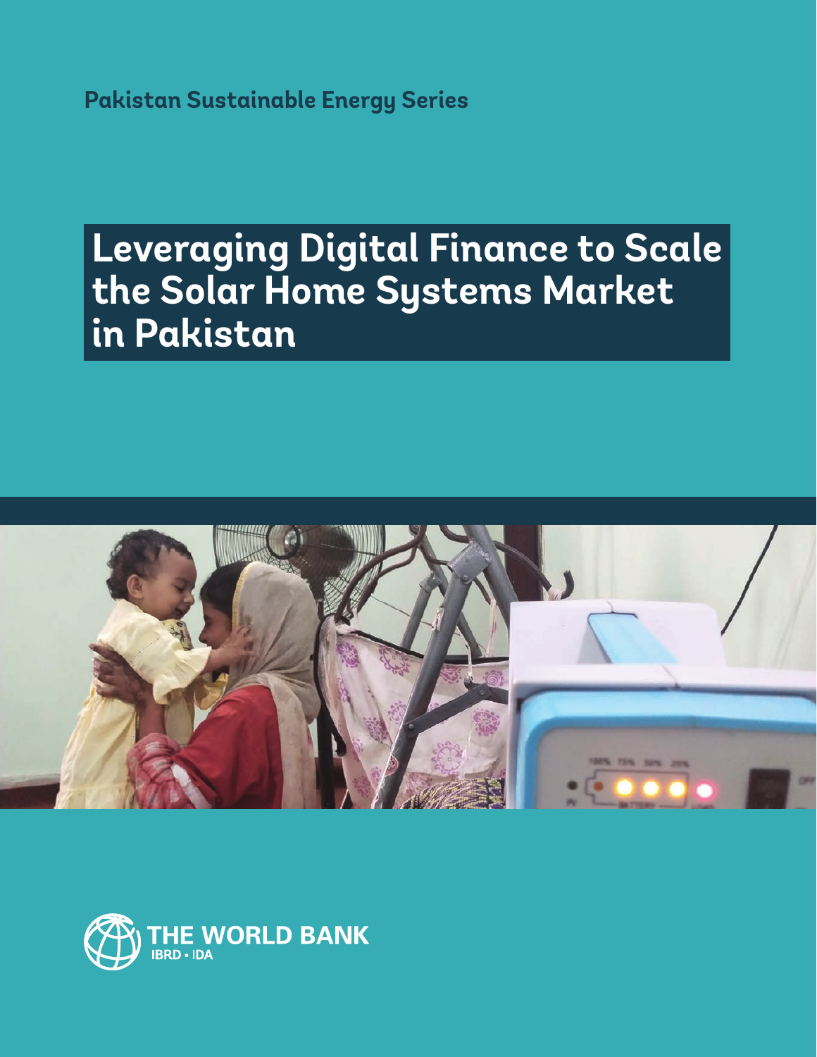Pakistan Sustainable Energy Series

# Leveraging Digital Finance to Scale the Solar Home Systems Market in Pakistan

THE WORLD BANK
IBRD • IDA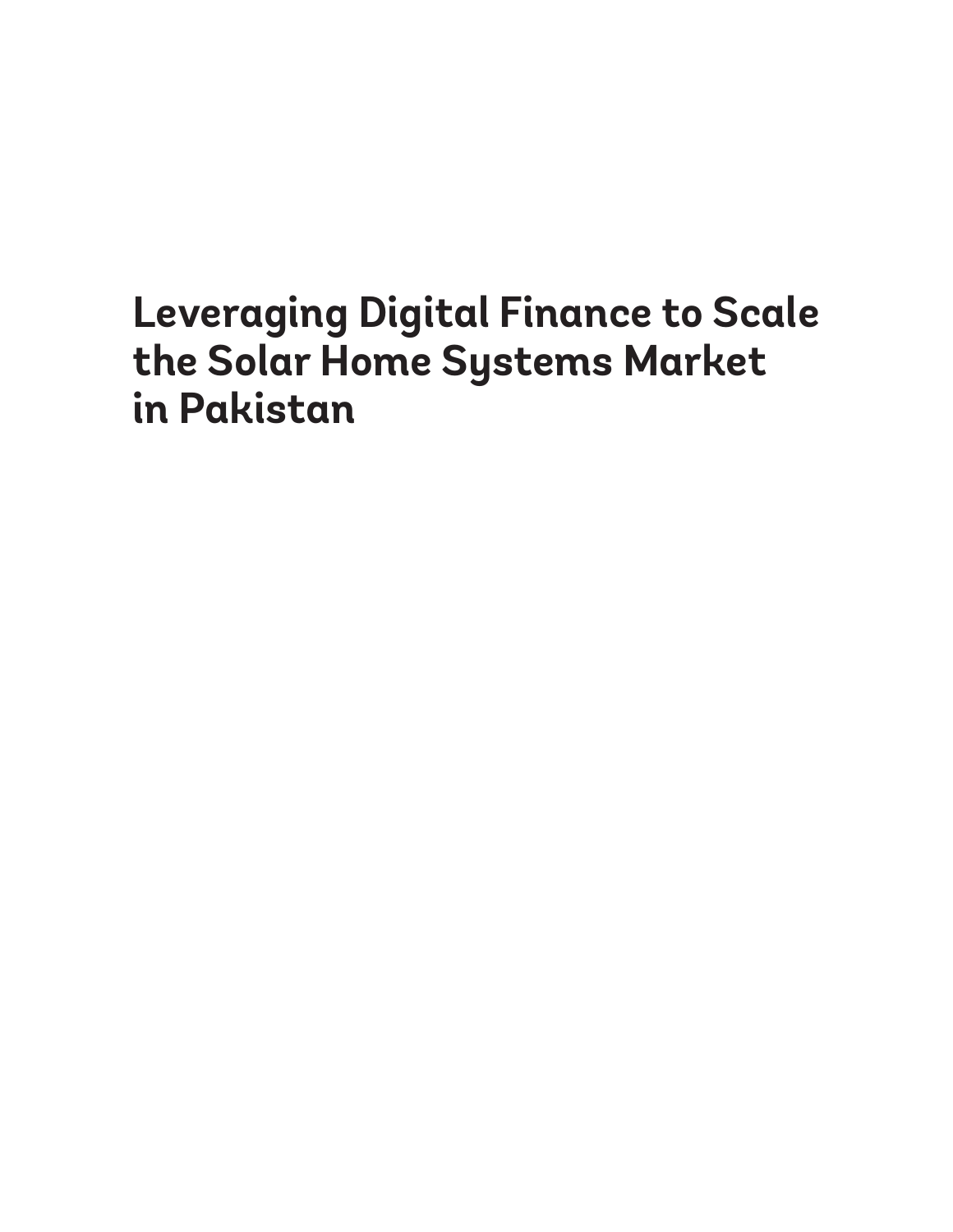# Leveraging Digital Finance to Scale the Solar Home Systems Market in Pakistan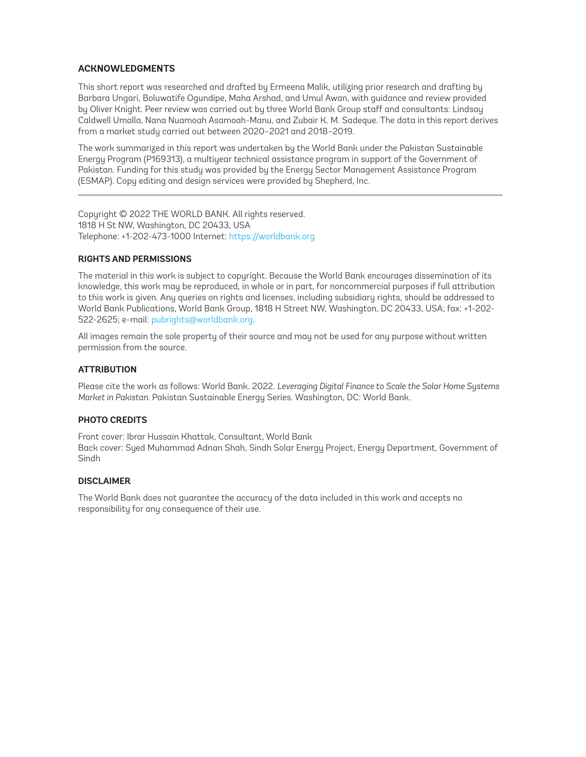## ACKNOWLEDGMENTS

This short report was researched and drafted by Ermeena Malik, utilizing prior research and drafting by Barbara Ungari, Boluwatife Ogundipe, Maha Arshad, and Umul Awan, with guidance and review provided by Oliver Knight. Peer review was carried out by three World Bank Group staff and consultants: Lindsay Caldwell Umalla, Nana Nuamoah Asamoah-Manu, and Zubair K. M. Sadeque. The data in this report derives from a market study carried out between 2020–2021 and 2018–2019.

The work summarized in this report was undertaken by the World Bank under the Pakistan Sustainable Energy Program (P169313), a multiyear technical assistance program in support of the Government of Pakistan. Funding for this study was provided by the Energy Sector Management Assistance Program (ESMAP). Copy editing and design services were provided by Shepherd, Inc.

---

Copyright © 2022 THE WORLD BANK. All rights reserved.
1818 H St NW, Washington, DC 20433, USA
Telephone: +1-202-473-1000 Internet: https://worldbank.org

## RIGHTS AND PERMISSIONS

The material in this work is subject to copyright. Because the World Bank encourages dissemination of its knowledge, this work may be reproduced, in whole or in part, for noncommercial purposes if full attribution to this work is given. Any queries on rights and licenses, including subsidiary rights, should be addressed to World Bank Publications, World Bank Group, 1818 H Street NW, Washington, DC 20433, USA; fax: +1-202-522-2625; e-mail: pubrights@worldbank.org.

All images remain the sole property of their source and may not be used for any purpose without written permission from the source.

## ATTRIBUTION

Please cite the work as follows: World Bank. 2022. *Leveraging Digital Finance to Scale the Solar Home Systems Market in Pakistan.* Pakistan Sustainable Energy Series. Washington, DC: World Bank.

## PHOTO CREDITS

Front cover: Ibrar Hussain Khattak, Consultant, World Bank
Back cover: Syed Muhammad Adnan Shah, Sindh Solar Energy Project, Energy Department, Government of Sindh

## DISCLAIMER

The World Bank does not guarantee the accuracy of the data included in this work and accepts no responsibility for any consequence of their use.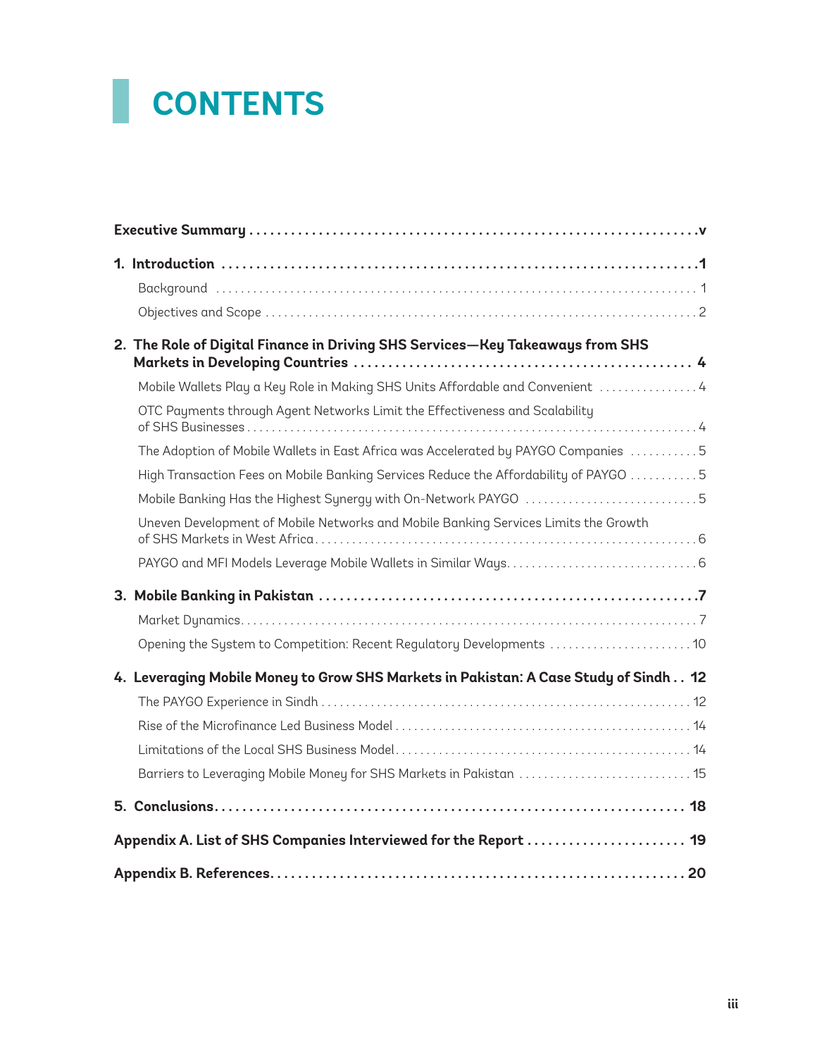# CONTENTS

**Executive Summary** ..... v

**1. Introduction** ..... 1

- Background ..... 1
- Objectives and Scope ..... 2

**2. The Role of Digital Finance in Driving SHS Services—Key Takeaways from SHS Markets in Developing Countries** ..... 4

- Mobile Wallets Play a Key Role in Making SHS Units Affordable and Convenient ..... 4
- OTC Payments through Agent Networks Limit the Effectiveness and Scalability of SHS Businesses ..... 4
- The Adoption of Mobile Wallets in East Africa was Accelerated by PAYGO Companies ..... 5
- High Transaction Fees on Mobile Banking Services Reduce the Affordability of PAYGO ..... 5
- Mobile Banking Has the Highest Synergy with On-Network PAYGO ..... 5
- Uneven Development of Mobile Networks and Mobile Banking Services Limits the Growth of SHS Markets in West Africa ..... 6
- PAYGO and MFI Models Leverage Mobile Wallets in Similar Ways ..... 6

**3. Mobile Banking in Pakistan** ..... 7

- Market Dynamics ..... 7
- Opening the System to Competition: Recent Regulatory Developments ..... 10

**4. Leveraging Mobile Money to Grow SHS Markets in Pakistan: A Case Study of Sindh** ..... 12

- The PAYGO Experience in Sindh ..... 12
- Rise of the Microfinance Led Business Model ..... 14
- Limitations of the Local SHS Business Model ..... 14
- Barriers to Leveraging Mobile Money for SHS Markets in Pakistan ..... 15

**5. Conclusions** ..... 18

**Appendix A. List of SHS Companies Interviewed for the Report** ..... 19

**Appendix B. References** ..... 20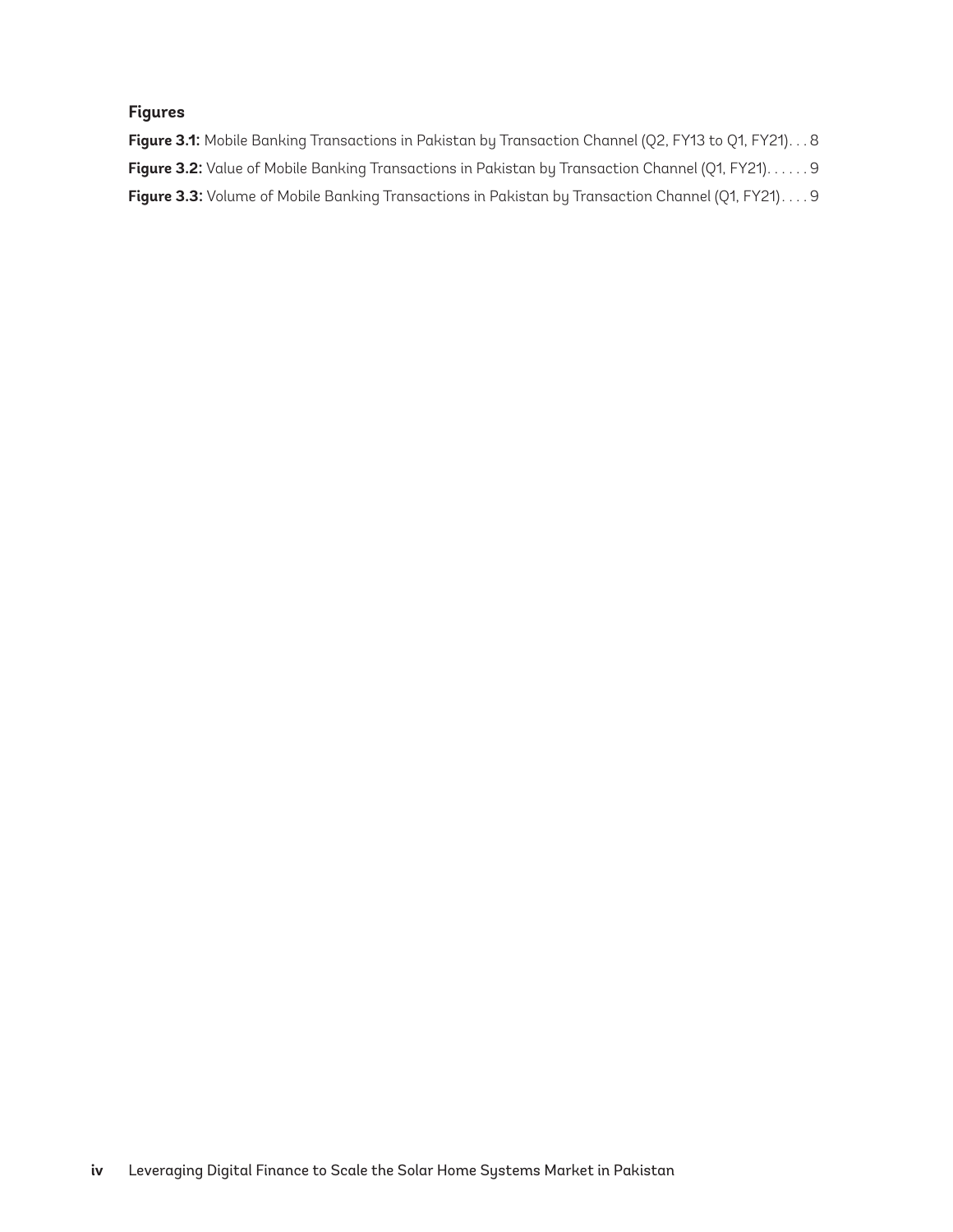### Figures

**Figure 3.1:** Mobile Banking Transactions in Pakistan by Transaction Channel (Q2, FY13 to Q1, FY21). . . 8

**Figure 3.2:** Value of Mobile Banking Transactions in Pakistan by Transaction Channel (Q1, FY21). . . . . . 9

**Figure 3.3:** Volume of Mobile Banking Transactions in Pakistan by Transaction Channel (Q1, FY21) . . . . 9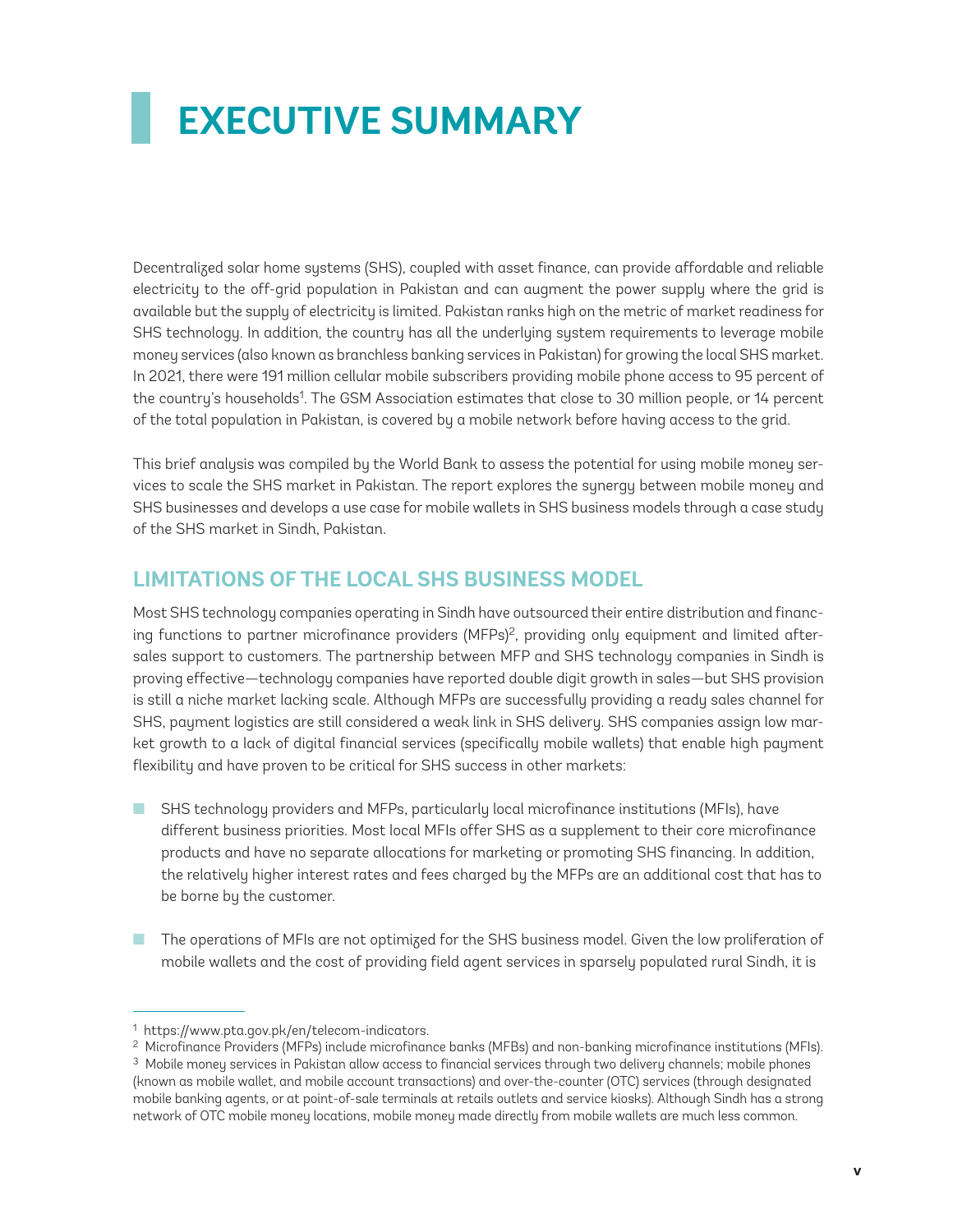# EXECUTIVE SUMMARY

Decentralized solar home systems (SHS), coupled with asset finance, can provide affordable and reliable electricity to the off-grid population in Pakistan and can augment the power supply where the grid is available but the supply of electricity is limited. Pakistan ranks high on the metric of market readiness for SHS technology. In addition, the country has all the underlying system requirements to leverage mobile money services (also known as branchless banking services in Pakistan) for growing the local SHS market. In 2021, there were 191 million cellular mobile subscribers providing mobile phone access to 95 percent of the country's households[1]. The GSM Association estimates that close to 30 million people, or 14 percent of the total population in Pakistan, is covered by a mobile network before having access to the grid.

This brief analysis was compiled by the World Bank to assess the potential for using mobile money services to scale the SHS market in Pakistan. The report explores the synergy between mobile money and SHS businesses and develops a use case for mobile wallets in SHS business models through a case study of the SHS market in Sindh, Pakistan.

## LIMITATIONS OF THE LOCAL SHS BUSINESS MODEL

Most SHS technology companies operating in Sindh have outsourced their entire distribution and financing functions to partner microfinance providers (MFPs)[2], providing only equipment and limited after-sales support to customers. The partnership between MFP and SHS technology companies in Sindh is proving effective—technology companies have reported double digit growth in sales—but SHS provision is still a niche market lacking scale. Although MFPs are successfully providing a ready sales channel for SHS, payment logistics are still considered a weak link in SHS delivery. SHS companies assign low market growth to a lack of digital financial services (specifically mobile wallets) that enable high payment flexibility and have proven to be critical for SHS success in other markets:

- SHS technology providers and MFPs, particularly local microfinance institutions (MFIs), have different business priorities. Most local MFIs offer SHS as a supplement to their core microfinance products and have no separate allocations for marketing or promoting SHS financing. In addition, the relatively higher interest rates and fees charged by the MFPs are an additional cost that has to be borne by the customer.

- The operations of MFIs are not optimized for the SHS business model. Given the low proliferation of mobile wallets and the cost of providing field agent services in sparsely populated rural Sindh, it is

---

[1] https://www.pta.gov.pk/en/telecom-indicators.

[2] Microfinance Providers (MFPs) include microfinance banks (MFBs) and non-banking microfinance institutions (MFIs).

[3] Mobile money services in Pakistan allow access to financial services through two delivery channels; mobile phones (known as mobile wallet, and mobile account transactions) and over-the-counter (OTC) services (through designated mobile banking agents, or at point-of-sale terminals at retails outlets and service kiosks). Although Sindh has a strong network of OTC mobile money locations, mobile money made directly from mobile wallets are much less common.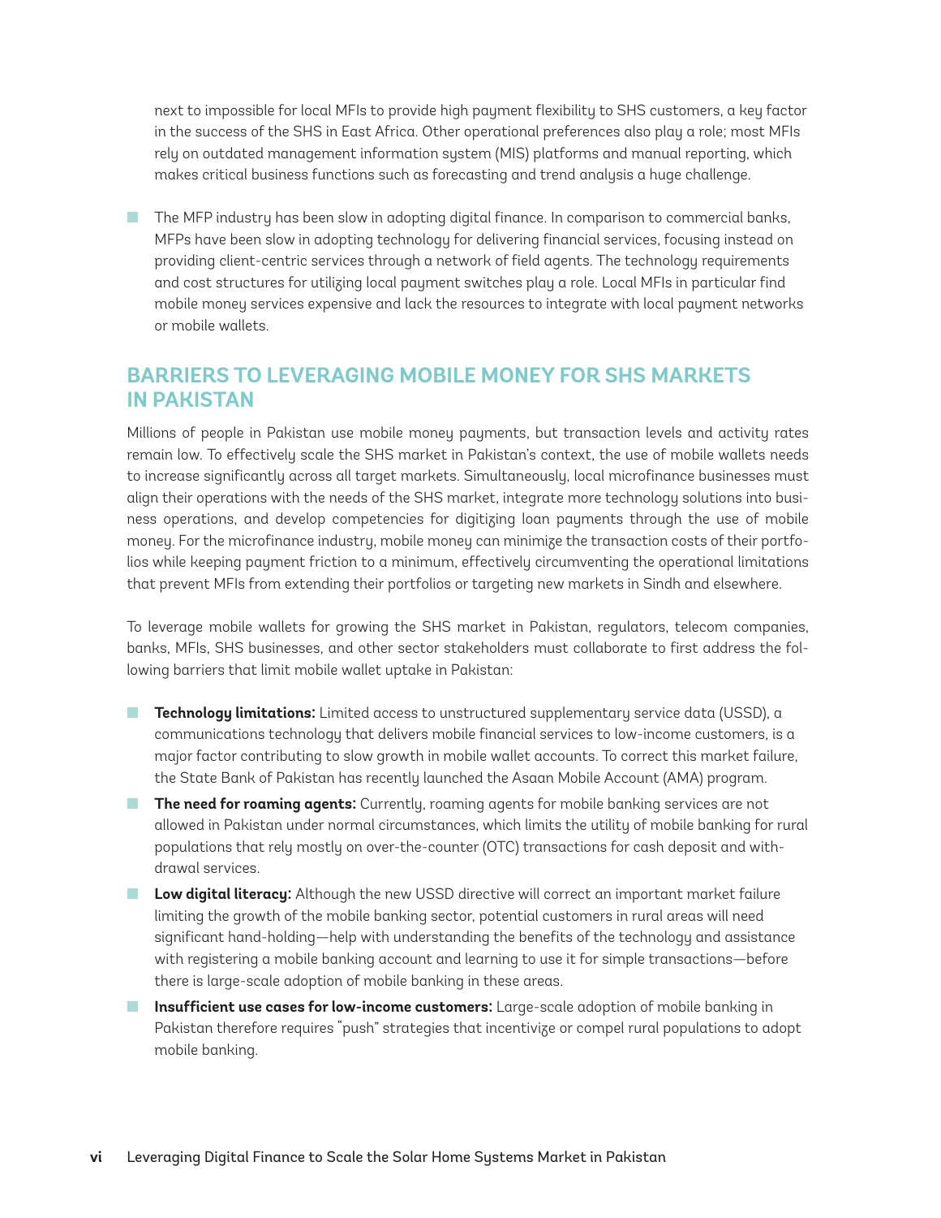next to impossible for local MFIs to provide high payment flexibility to SHS customers, a key factor in the success of the SHS in East Africa. Other operational preferences also play a role; most MFIs rely on outdated management information system (MIS) platforms and manual reporting, which makes critical business functions such as forecasting and trend analysis a huge challenge.

- The MFP industry has been slow in adopting digital finance. In comparison to commercial banks, MFPs have been slow in adopting technology for delivering financial services, focusing instead on providing client-centric services through a network of field agents. The technology requirements and cost structures for utilizing local payment switches play a role. Local MFIs in particular find mobile money services expensive and lack the resources to integrate with local payment networks or mobile wallets.

## BARRIERS TO LEVERAGING MOBILE MONEY FOR SHS MARKETS IN PAKISTAN

Millions of people in Pakistan use mobile money payments, but transaction levels and activity rates remain low. To effectively scale the SHS market in Pakistan's context, the use of mobile wallets needs to increase significantly across all target markets. Simultaneously, local microfinance businesses must align their operations with the needs of the SHS market, integrate more technology solutions into business operations, and develop competencies for digitizing loan payments through the use of mobile money. For the microfinance industry, mobile money can minimize the transaction costs of their portfolios while keeping payment friction to a minimum, effectively circumventing the operational limitations that prevent MFIs from extending their portfolios or targeting new markets in Sindh and elsewhere.

To leverage mobile wallets for growing the SHS market in Pakistan, regulators, telecom companies, banks, MFIs, SHS businesses, and other sector stakeholders must collaborate to first address the following barriers that limit mobile wallet uptake in Pakistan:

- **Technology limitations:** Limited access to unstructured supplementary service data (USSD), a communications technology that delivers mobile financial services to low-income customers, is a major factor contributing to slow growth in mobile wallet accounts. To correct this market failure, the State Bank of Pakistan has recently launched the Asaan Mobile Account (AMA) program.
- **The need for roaming agents:** Currently, roaming agents for mobile banking services are not allowed in Pakistan under normal circumstances, which limits the utility of mobile banking for rural populations that rely mostly on over-the-counter (OTC) transactions for cash deposit and withdrawal services.
- **Low digital literacy:** Although the new USSD directive will correct an important market failure limiting the growth of the mobile banking sector, potential customers in rural areas will need significant hand-holding—help with understanding the benefits of the technology and assistance with registering a mobile banking account and learning to use it for simple transactions—before there is large-scale adoption of mobile banking in these areas.
- **Insufficient use cases for low-income customers:** Large-scale adoption of mobile banking in Pakistan therefore requires "push" strategies that incentivize or compel rural populations to adopt mobile banking.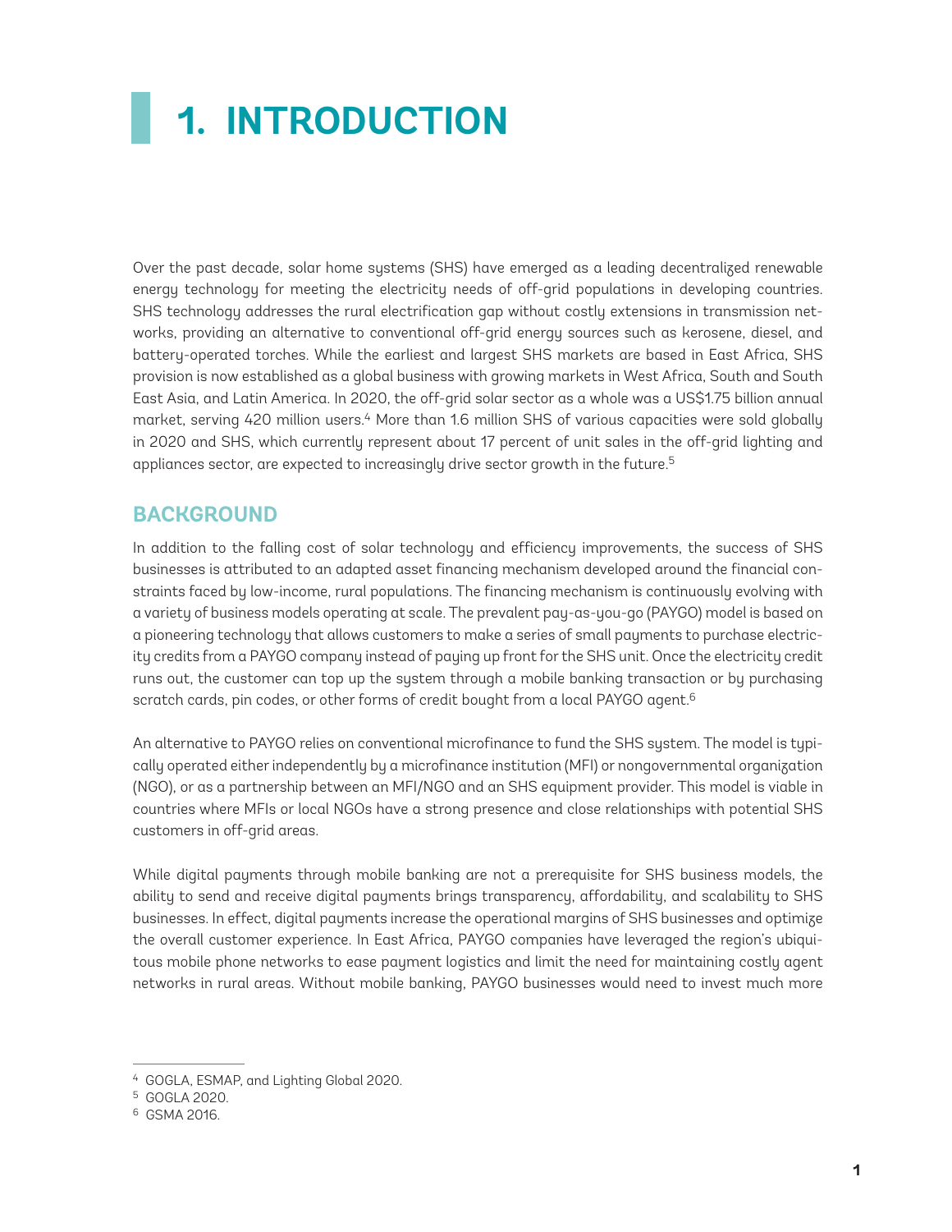# 1. INTRODUCTION

Over the past decade, solar home systems (SHS) have emerged as a leading decentralized renewable energy technology for meeting the electricity needs of off-grid populations in developing countries. SHS technology addresses the rural electrification gap without costly extensions in transmission networks, providing an alternative to conventional off-grid energy sources such as kerosene, diesel, and battery-operated torches. While the earliest and largest SHS markets are based in East Africa, SHS provision is now established as a global business with growing markets in West Africa, South and South East Asia, and Latin America. In 2020, the off-grid solar sector as a whole was a US$1.75 billion annual market, serving 420 million users.[4] More than 1.6 million SHS of various capacities were sold globally in 2020 and SHS, which currently represent about 17 percent of unit sales in the off-grid lighting and appliances sector, are expected to increasingly drive sector growth in the future.[5]

## BACKGROUND

In addition to the falling cost of solar technology and efficiency improvements, the success of SHS businesses is attributed to an adapted asset financing mechanism developed around the financial constraints faced by low-income, rural populations. The financing mechanism is continuously evolving with a variety of business models operating at scale. The prevalent pay-as-you-go (PAYGO) model is based on a pioneering technology that allows customers to make a series of small payments to purchase electricity credits from a PAYGO company instead of paying up front for the SHS unit. Once the electricity credit runs out, the customer can top up the system through a mobile banking transaction or by purchasing scratch cards, pin codes, or other forms of credit bought from a local PAYGO agent.[6]

An alternative to PAYGO relies on conventional microfinance to fund the SHS system. The model is typically operated either independently by a microfinance institution (MFI) or nongovernmental organization (NGO), or as a partnership between an MFI/NGO and an SHS equipment provider. This model is viable in countries where MFIs or local NGOs have a strong presence and close relationships with potential SHS customers in off-grid areas.

While digital payments through mobile banking are not a prerequisite for SHS business models, the ability to send and receive digital payments brings transparency, affordability, and scalability to SHS businesses. In effect, digital payments increase the operational margins of SHS businesses and optimize the overall customer experience. In East Africa, PAYGO companies have leveraged the region's ubiquitous mobile phone networks to ease payment logistics and limit the need for maintaining costly agent networks in rural areas. Without mobile banking, PAYGO businesses would need to invest much more

[4] GOGLA, ESMAP, and Lighting Global 2020.

[5] GOGLA 2020.

[6] GSMA 2016.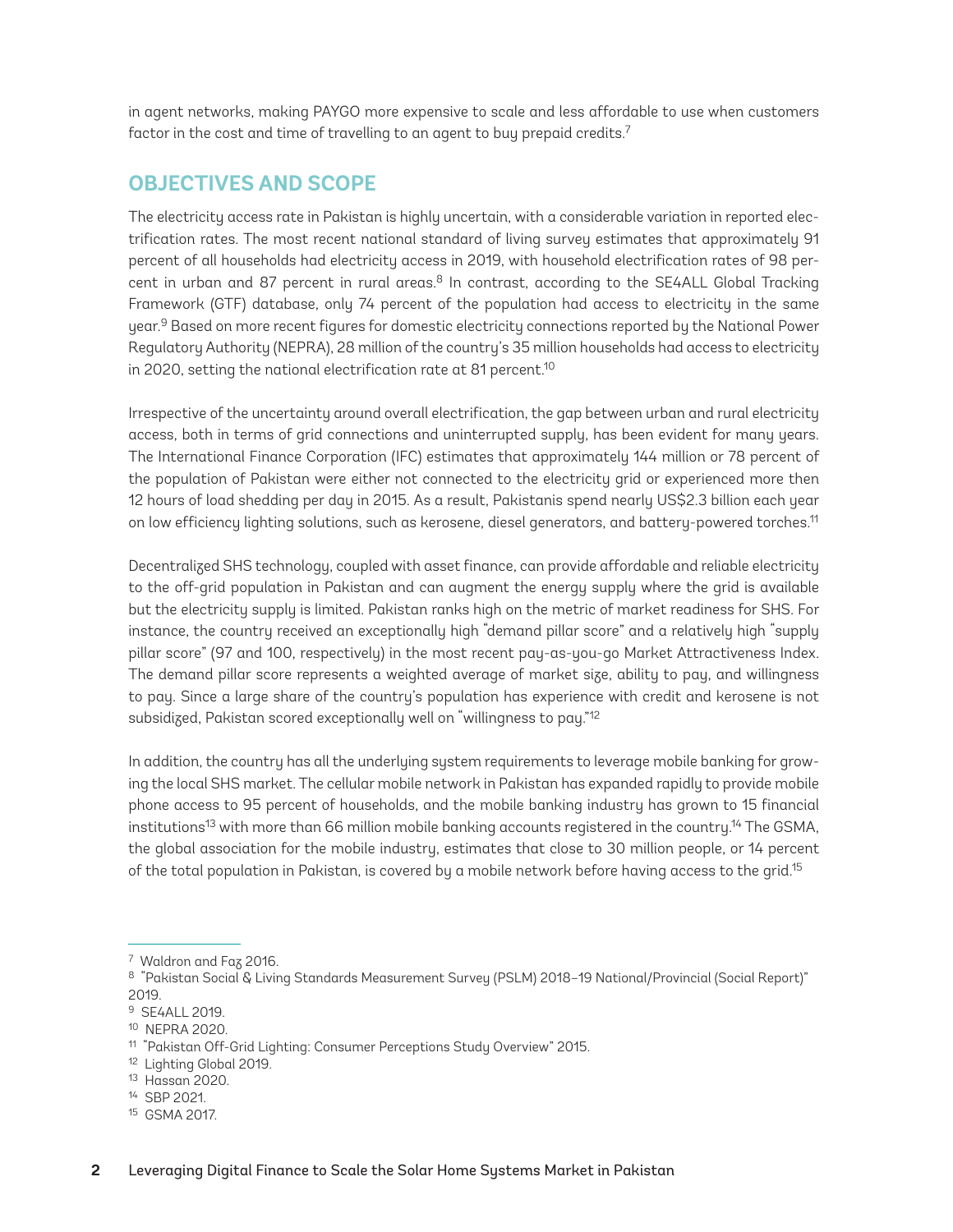in agent networks, making PAYGO more expensive to scale and less affordable to use when customers factor in the cost and time of travelling to an agent to buy prepaid credits.[7]

## OBJECTIVES AND SCOPE

The electricity access rate in Pakistan is highly uncertain, with a considerable variation in reported electrification rates. The most recent national standard of living survey estimates that approximately 91 percent of all households had electricity access in 2019, with household electrification rates of 98 percent in urban and 87 percent in rural areas.[8] In contrast, according to the SE4ALL Global Tracking Framework (GTF) database, only 74 percent of the population had access to electricity in the same year.[9] Based on more recent figures for domestic electricity connections reported by the National Power Regulatory Authority (NEPRA), 28 million of the country's 35 million households had access to electricity in 2020, setting the national electrification rate at 81 percent.[10]

Irrespective of the uncertainty around overall electrification, the gap between urban and rural electricity access, both in terms of grid connections and uninterrupted supply, has been evident for many years. The International Finance Corporation (IFC) estimates that approximately 144 million or 78 percent of the population of Pakistan were either not connected to the electricity grid or experienced more then 12 hours of load shedding per day in 2015. As a result, Pakistanis spend nearly US$2.3 billion each year on low efficiency lighting solutions, such as kerosene, diesel generators, and battery-powered torches.[11]

Decentralized SHS technology, coupled with asset finance, can provide affordable and reliable electricity to the off-grid population in Pakistan and can augment the energy supply where the grid is available but the electricity supply is limited. Pakistan ranks high on the metric of market readiness for SHS. For instance, the country received an exceptionally high "demand pillar score" and a relatively high "supply pillar score" (97 and 100, respectively) in the most recent pay-as-you-go Market Attractiveness Index. The demand pillar score represents a weighted average of market size, ability to pay, and willingness to pay. Since a large share of the country's population has experience with credit and kerosene is not subsidized, Pakistan scored exceptionally well on "willingness to pay."[12]

In addition, the country has all the underlying system requirements to leverage mobile banking for growing the local SHS market. The cellular mobile network in Pakistan has expanded rapidly to provide mobile phone access to 95 percent of households, and the mobile banking industry has grown to 15 financial institutions[13] with more than 66 million mobile banking accounts registered in the country.[14] The GSMA, the global association for the mobile industry, estimates that close to 30 million people, or 14 percent of the total population in Pakistan, is covered by a mobile network before having access to the grid.[15]

---

[7] Waldron and Faz 2016.

[8] "Pakistan Social & Living Standards Measurement Survey (PSLM) 2018–19 National/Provincial (Social Report)" 2019.

[9] SE4ALL 2019.

[10] NEPRA 2020.

[11] "Pakistan Off-Grid Lighting: Consumer Perceptions Study Overview" 2015.

[12] Lighting Global 2019.

[13] Hassan 2020.

[14] SBP 2021.

[15] GSMA 2017.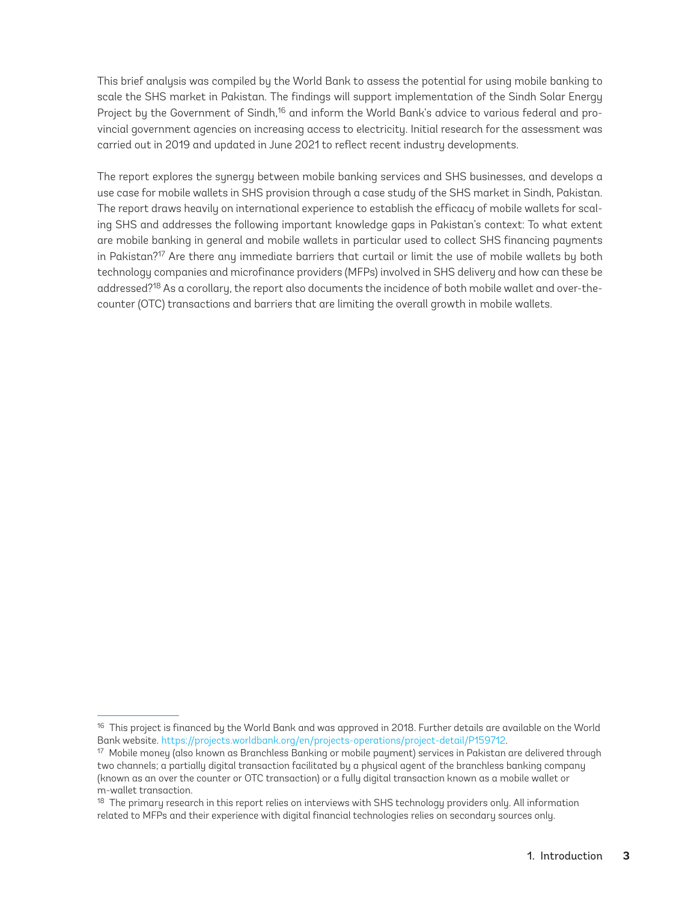This brief analysis was compiled by the World Bank to assess the potential for using mobile banking to scale the SHS market in Pakistan. The findings will support implementation of the Sindh Solar Energy Project by the Government of Sindh,[16] and inform the World Bank's advice to various federal and provincial government agencies on increasing access to electricity. Initial research for the assessment was carried out in 2019 and updated in June 2021 to reflect recent industry developments.

The report explores the synergy between mobile banking services and SHS businesses, and develops a use case for mobile wallets in SHS provision through a case study of the SHS market in Sindh, Pakistan. The report draws heavily on international experience to establish the efficacy of mobile wallets for scaling SHS and addresses the following important knowledge gaps in Pakistan's context: To what extent are mobile banking in general and mobile wallets in particular used to collect SHS financing payments in Pakistan?[17] Are there any immediate barriers that curtail or limit the use of mobile wallets by both technology companies and microfinance providers (MFPs) involved in SHS delivery and how can these be addressed?[18] As a corollary, the report also documents the incidence of both mobile wallet and over-the-counter (OTC) transactions and barriers that are limiting the overall growth in mobile wallets.

---

[16] This project is financed by the World Bank and was approved in 2018. Further details are available on the World Bank website. https://projects.worldbank.org/en/projects-operations/project-detail/P159712.

[17] Mobile money (also known as Branchless Banking or mobile payment) services in Pakistan are delivered through two channels; a partially digital transaction facilitated by a physical agent of the branchless banking company (known as an over the counter or OTC transaction) or a fully digital transaction known as a mobile wallet or m-wallet transaction.

[18] The primary research in this report relies on interviews with SHS technology providers only. All information related to MFPs and their experience with digital financial technologies relies on secondary sources only.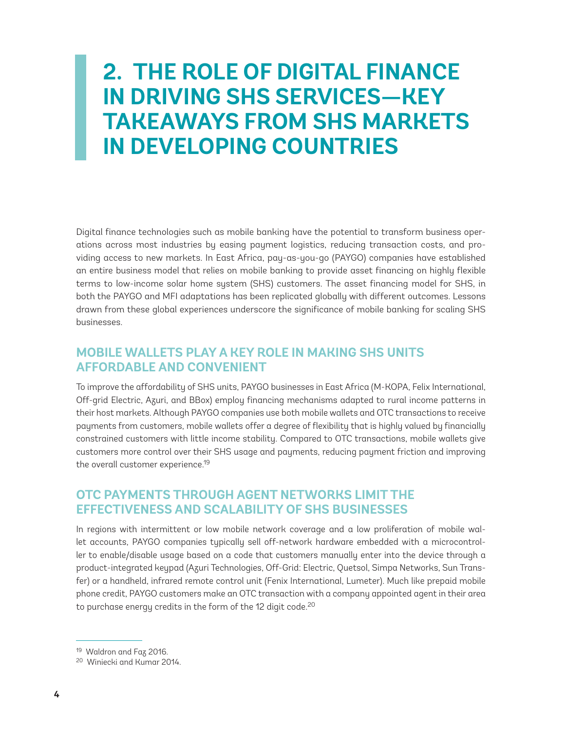# 2. THE ROLE OF DIGITAL FINANCE IN DRIVING SHS SERVICES—KEY TAKEAWAYS FROM SHS MARKETS IN DEVELOPING COUNTRIES

Digital finance technologies such as mobile banking have the potential to transform business operations across most industries by easing payment logistics, reducing transaction costs, and providing access to new markets. In East Africa, pay-as-you-go (PAYGO) companies have established an entire business model that relies on mobile banking to provide asset financing on highly flexible terms to low-income solar home system (SHS) customers. The asset financing model for SHS, in both the PAYGO and MFI adaptations has been replicated globally with different outcomes. Lessons drawn from these global experiences underscore the significance of mobile banking for scaling SHS businesses.

## MOBILE WALLETS PLAY A KEY ROLE IN MAKING SHS UNITS AFFORDABLE AND CONVENIENT

To improve the affordability of SHS units, PAYGO businesses in East Africa (M-KOPA, Felix International, Off-grid Electric, Azuri, and BBox) employ financing mechanisms adapted to rural income patterns in their host markets. Although PAYGO companies use both mobile wallets and OTC transactions to receive payments from customers, mobile wallets offer a degree of flexibility that is highly valued by financially constrained customers with little income stability. Compared to OTC transactions, mobile wallets give customers more control over their SHS usage and payments, reducing payment friction and improving the overall customer experience.[19]

## OTC PAYMENTS THROUGH AGENT NETWORKS LIMIT THE EFFECTIVENESS AND SCALABILITY OF SHS BUSINESSES

In regions with intermittent or low mobile network coverage and a low proliferation of mobile wallet accounts, PAYGO companies typically sell off-network hardware embedded with a microcontroller to enable/disable usage based on a code that customers manually enter into the device through a product-integrated keypad (Azuri Technologies, Off-Grid: Electric, Quetsol, Simpa Networks, Sun Transfer) or a handheld, infrared remote control unit (Fenix International, Lumeter). Much like prepaid mobile phone credit, PAYGO customers make an OTC transaction with a company appointed agent in their area to purchase energy credits in the form of the 12 digit code.[20]

---

[19] Waldron and Faz 2016.

[20] Winiecki and Kumar 2014.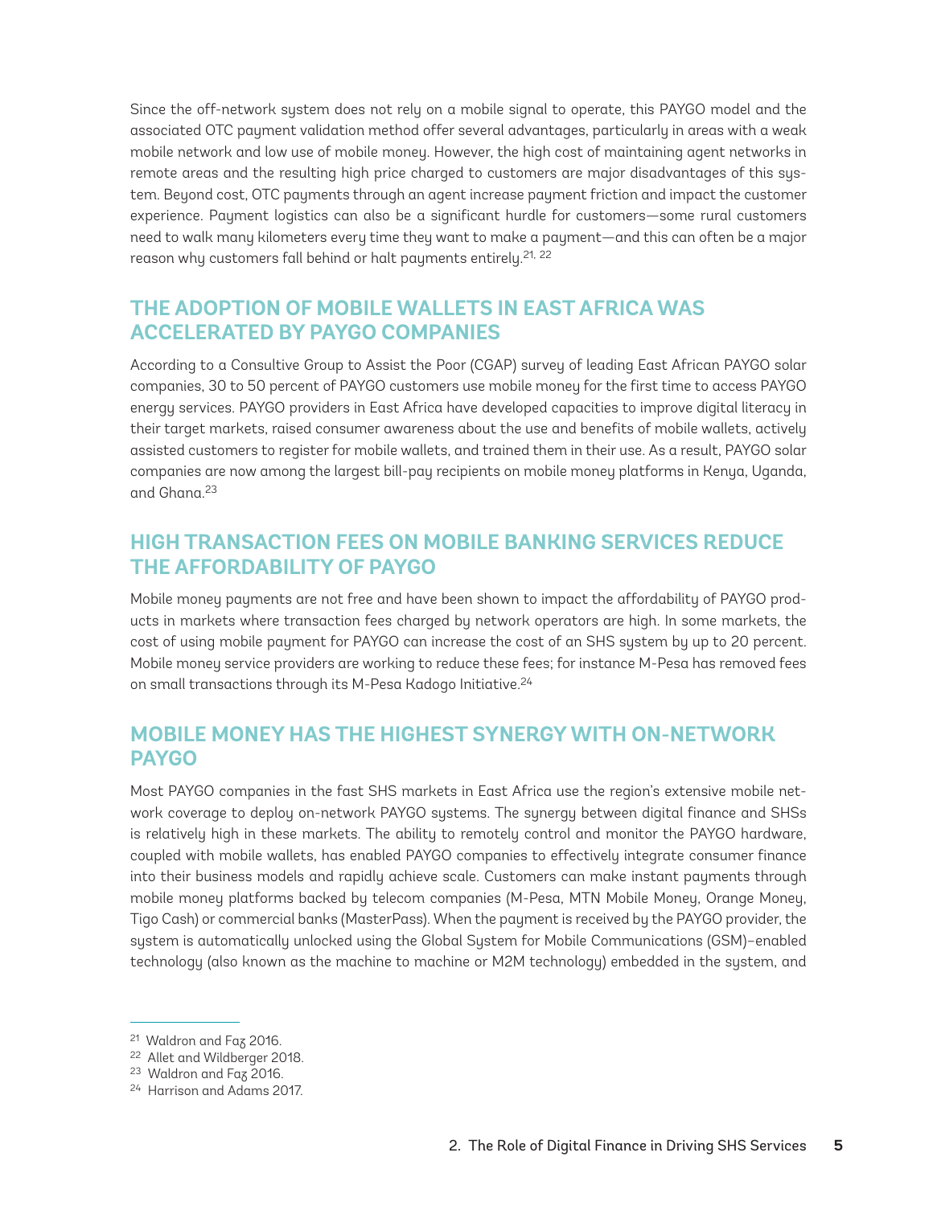Since the off-network system does not rely on a mobile signal to operate, this PAYGO model and the associated OTC payment validation method offer several advantages, particularly in areas with a weak mobile network and low use of mobile money. However, the high cost of maintaining agent networks in remote areas and the resulting high price charged to customers are major disadvantages of this system. Beyond cost, OTC payments through an agent increase payment friction and impact the customer experience. Payment logistics can also be a significant hurdle for customers—some rural customers need to walk many kilometers every time they want to make a payment—and this can often be a major reason why customers fall behind or halt payments entirely.[21, 22]

## THE ADOPTION OF MOBILE WALLETS IN EAST AFRICA WAS ACCELERATED BY PAYGO COMPANIES

According to a Consultive Group to Assist the Poor (CGAP) survey of leading East African PAYGO solar companies, 30 to 50 percent of PAYGO customers use mobile money for the first time to access PAYGO energy services. PAYGO providers in East Africa have developed capacities to improve digital literacy in their target markets, raised consumer awareness about the use and benefits of mobile wallets, actively assisted customers to register for mobile wallets, and trained them in their use. As a result, PAYGO solar companies are now among the largest bill-pay recipients on mobile money platforms in Kenya, Uganda, and Ghana.[23]

## HIGH TRANSACTION FEES ON MOBILE BANKING SERVICES REDUCE THE AFFORDABILITY OF PAYGO

Mobile money payments are not free and have been shown to impact the affordability of PAYGO products in markets where transaction fees charged by network operators are high. In some markets, the cost of using mobile payment for PAYGO can increase the cost of an SHS system by up to 20 percent. Mobile money service providers are working to reduce these fees; for instance M-Pesa has removed fees on small transactions through its M-Pesa Kadogo Initiative.[24]

## MOBILE MONEY HAS THE HIGHEST SYNERGY WITH ON-NETWORK PAYGO

Most PAYGO companies in the fast SHS markets in East Africa use the region's extensive mobile network coverage to deploy on-network PAYGO systems. The synergy between digital finance and SHSs is relatively high in these markets. The ability to remotely control and monitor the PAYGO hardware, coupled with mobile wallets, has enabled PAYGO companies to effectively integrate consumer finance into their business models and rapidly achieve scale. Customers can make instant payments through mobile money platforms backed by telecom companies (M-Pesa, MTN Mobile Money, Orange Money, Tigo Cash) or commercial banks (MasterPass). When the payment is received by the PAYGO provider, the system is automatically unlocked using the Global System for Mobile Communications (GSM)–enabled technology (also known as the machine to machine or M2M technology) embedded in the system, and

---

[21] Waldron and Faz 2016.
[22] Allet and Wildberger 2018.
[23] Waldron and Faz 2016.
[24] Harrison and Adams 2017.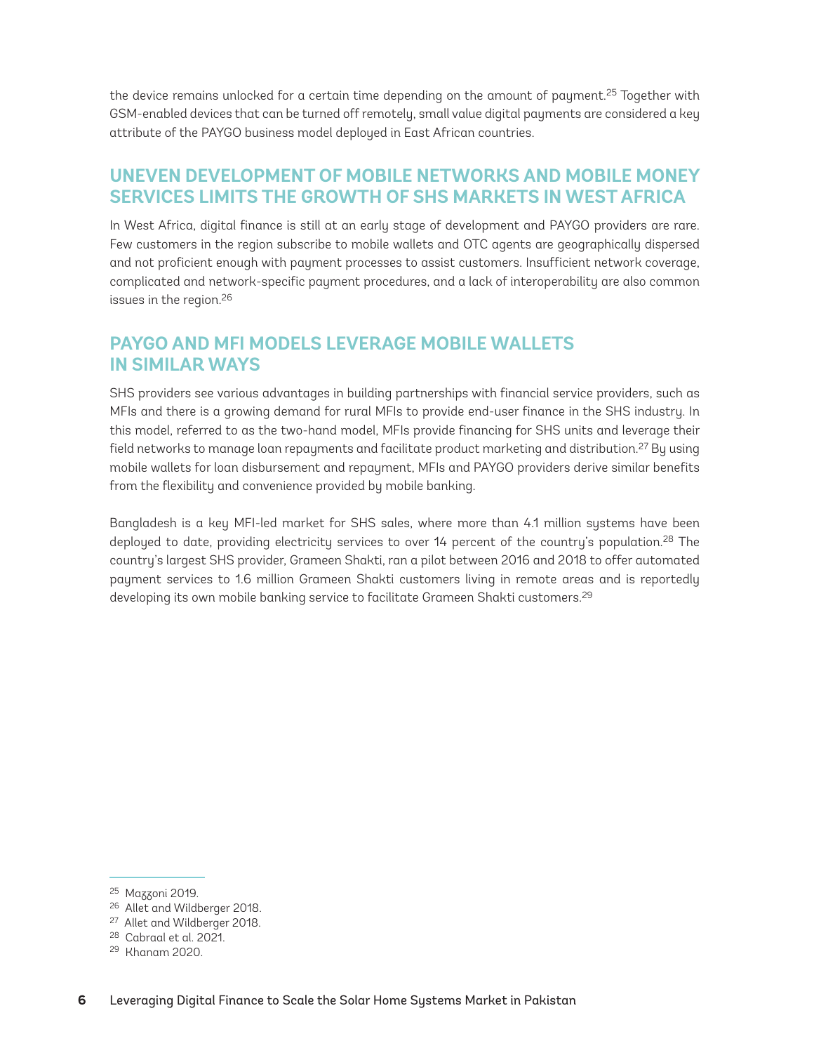the device remains unlocked for a certain time depending on the amount of payment.[25] Together with GSM-enabled devices that can be turned off remotely, small value digital payments are considered a key attribute of the PAYGO business model deployed in East African countries.

## UNEVEN DEVELOPMENT OF MOBILE NETWORKS AND MOBILE MONEY SERVICES LIMITS THE GROWTH OF SHS MARKETS IN WEST AFRICA

In West Africa, digital finance is still at an early stage of development and PAYGO providers are rare. Few customers in the region subscribe to mobile wallets and OTC agents are geographically dispersed and not proficient enough with payment processes to assist customers. Insufficient network coverage, complicated and network-specific payment procedures, and a lack of interoperability are also common issues in the region.[26]

## PAYGO AND MFI MODELS LEVERAGE MOBILE WALLETS IN SIMILAR WAYS

SHS providers see various advantages in building partnerships with financial service providers, such as MFIs and there is a growing demand for rural MFIs to provide end-user finance in the SHS industry. In this model, referred to as the two-hand model, MFIs provide financing for SHS units and leverage their field networks to manage loan repayments and facilitate product marketing and distribution.[27] By using mobile wallets for loan disbursement and repayment, MFIs and PAYGO providers derive similar benefits from the flexibility and convenience provided by mobile banking.

Bangladesh is a key MFI-led market for SHS sales, where more than 4.1 million systems have been deployed to date, providing electricity services to over 14 percent of the country's population.[28] The country's largest SHS provider, Grameen Shakti, ran a pilot between 2016 and 2018 to offer automated payment services to 1.6 million Grameen Shakti customers living in remote areas and is reportedly developing its own mobile banking service to facilitate Grameen Shakti customers.[29]

---

[25] Mazzoni 2019.

[26] Allet and Wildberger 2018.

[27] Allet and Wildberger 2018.

[28] Cabraal et al. 2021.

[29] Khanam 2020.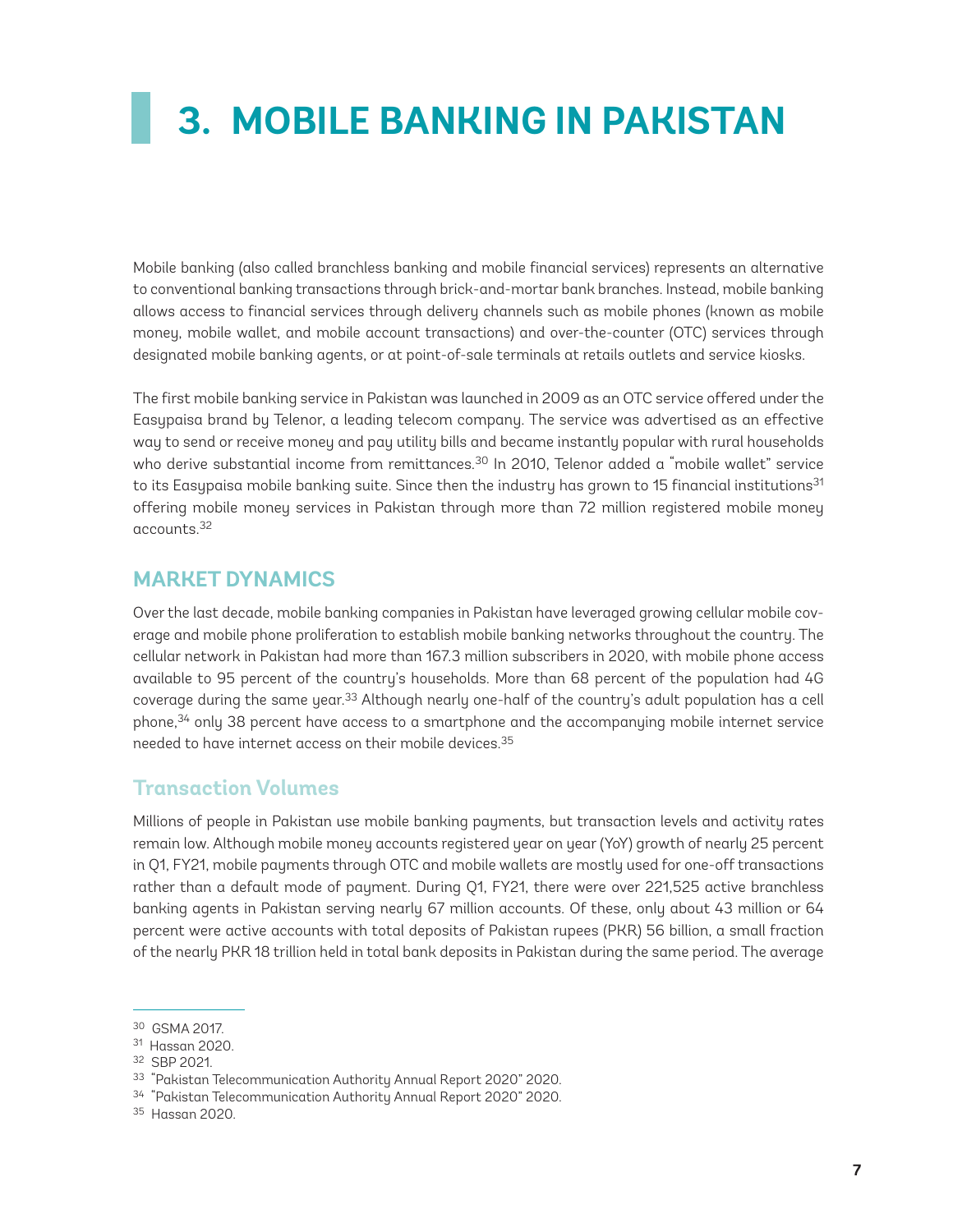# 3. MOBILE BANKING IN PAKISTAN

Mobile banking (also called branchless banking and mobile financial services) represents an alternative to conventional banking transactions through brick-and-mortar bank branches. Instead, mobile banking allows access to financial services through delivery channels such as mobile phones (known as mobile money, mobile wallet, and mobile account transactions) and over-the-counter (OTC) services through designated mobile banking agents, or at point-of-sale terminals at retails outlets and service kiosks.

The first mobile banking service in Pakistan was launched in 2009 as an OTC service offered under the Easypaisa brand by Telenor, a leading telecom company. The service was advertised as an effective way to send or receive money and pay utility bills and became instantly popular with rural households who derive substantial income from remittances.[30] In 2010, Telenor added a "mobile wallet" service to its Easypaisa mobile banking suite. Since then the industry has grown to 15 financial institutions[31] offering mobile money services in Pakistan through more than 72 million registered mobile money accounts.[32]

## MARKET DYNAMICS

Over the last decade, mobile banking companies in Pakistan have leveraged growing cellular mobile coverage and mobile phone proliferation to establish mobile banking networks throughout the country. The cellular network in Pakistan had more than 167.3 million subscribers in 2020, with mobile phone access available to 95 percent of the country's households. More than 68 percent of the population had 4G coverage during the same year.[33] Although nearly one-half of the country's adult population has a cell phone,[34] only 38 percent have access to a smartphone and the accompanying mobile internet service needed to have internet access on their mobile devices.[35]

### Transaction Volumes

Millions of people in Pakistan use mobile banking payments, but transaction levels and activity rates remain low. Although mobile money accounts registered year on year (YoY) growth of nearly 25 percent in Q1, FY21, mobile payments through OTC and mobile wallets are mostly used for one-off transactions rather than a default mode of payment. During Q1, FY21, there were over 221,525 active branchless banking agents in Pakistan serving nearly 67 million accounts. Of these, only about 43 million or 64 percent were active accounts with total deposits of Pakistan rupees (PKR) 56 billion, a small fraction of the nearly PKR 18 trillion held in total bank deposits in Pakistan during the same period. The average

---

[30] GSMA 2017.

[31] Hassan 2020.

[32] SBP 2021.

[33] "Pakistan Telecommunication Authority Annual Report 2020" 2020.

[34] "Pakistan Telecommunication Authority Annual Report 2020" 2020.

[35] Hassan 2020.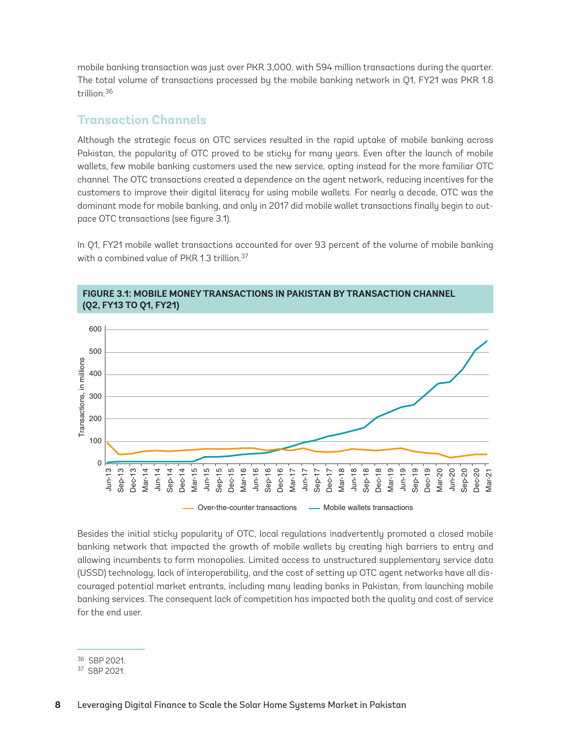mobile banking transaction was just over PKR 3,000, with 594 million transactions during the quarter. The total volume of transactions processed by the mobile banking network in Q1, FY21 was PKR 1.8 trillion.[36]

## Transaction Channels

Although the strategic focus on OTC services resulted in the rapid uptake of mobile banking across Pakistan, the popularity of OTC proved to be sticky for many years. Even after the launch of mobile wallets, few mobile banking customers used the new service, opting instead for the more familiar OTC channel. The OTC transactions created a dependence on the agent network, reducing incentives for the customers to improve their digital literacy for using mobile wallets. For nearly a decade, OTC was the dominant mode for mobile banking, and only in 2017 did mobile wallet transactions finally begin to outpace OTC transactions (see figure 3.1).

In Q1, FY21 mobile wallet transactions accounted for over 93 percent of the volume of mobile banking with a combined value of PKR 1.3 trillion.[37]

**FIGURE 3.1: MOBILE MONEY TRANSACTIONS IN PAKISTAN BY TRANSACTION CHANNEL (Q2, FY13 TO Q1, FY21)**

Besides the initial sticky popularity of OTC, local regulations inadvertently promoted a closed mobile banking network that impacted the growth of mobile wallets by creating high barriers to entry and allowing incumbents to form monopolies. Limited access to unstructured supplementary service data (USSD) technology, lack of interoperability, and the cost of setting up OTC agent networks have all discouraged potential market entrants, including many leading banks in Pakistan, from launching mobile banking services. The consequent lack of competition has impacted both the quality and cost of service for the end user.

---

[36] SBP 2021.

[37] SBP 2021.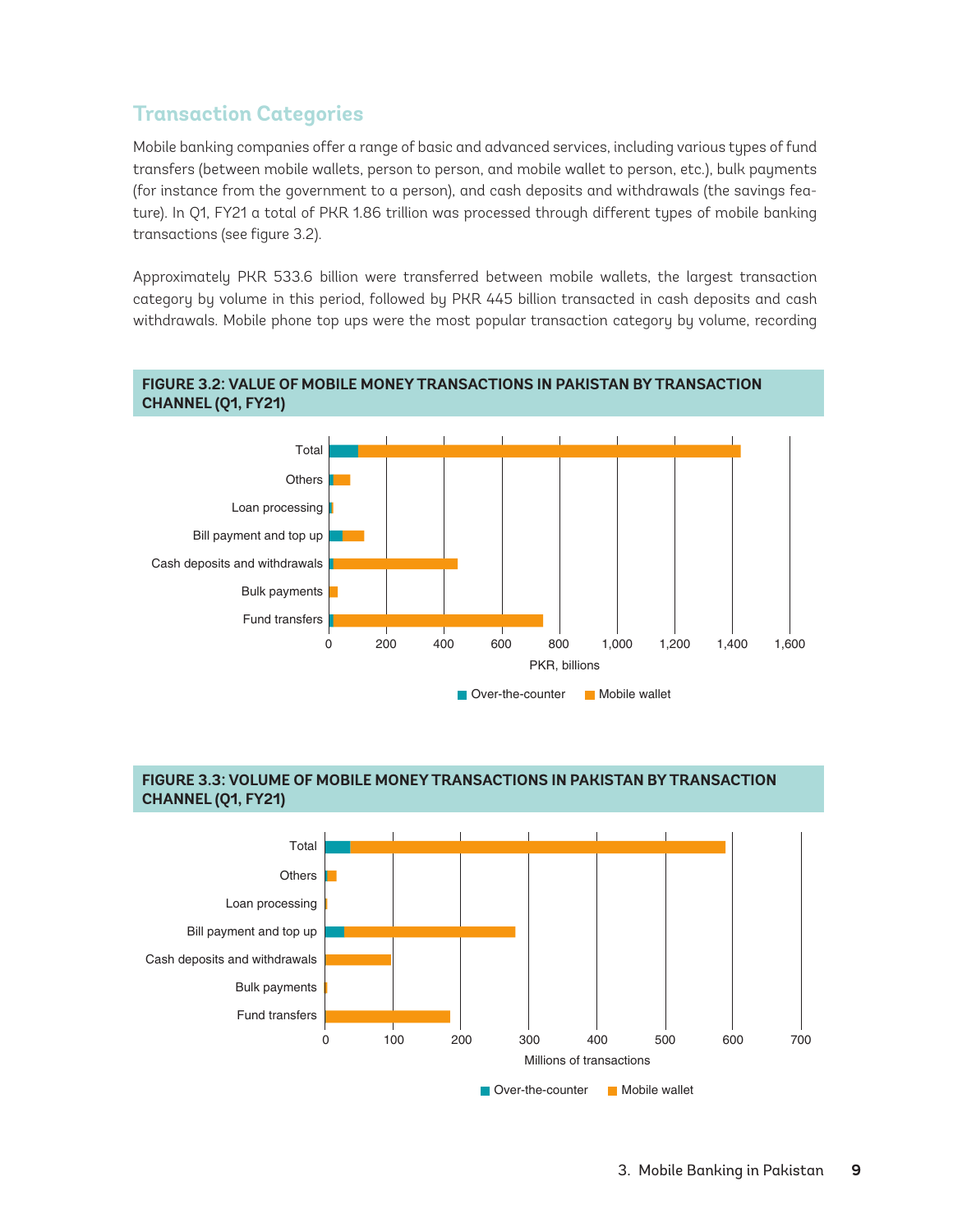## Transaction Categories

Mobile banking companies offer a range of basic and advanced services, including various types of fund transfers (between mobile wallets, person to person, and mobile wallet to person, etc.), bulk payments (for instance from the government to a person), and cash deposits and withdrawals (the savings feature). In Q1, FY21 a total of PKR 1.86 trillion was processed through different types of mobile banking transactions (see figure 3.2).

Approximately PKR 533.6 billion were transferred between mobile wallets, the largest transaction category by volume in this period, followed by PKR 445 billion transacted in cash deposits and cash withdrawals. Mobile phone top ups were the most popular transaction category by volume, recording

**FIGURE 3.2: VALUE OF MOBILE MONEY TRANSACTIONS IN PAKISTAN BY TRANSACTION CHANNEL (Q1, FY21)**

**FIGURE 3.3: VOLUME OF MOBILE MONEY TRANSACTIONS IN PAKISTAN BY TRANSACTION CHANNEL (Q1, FY21)**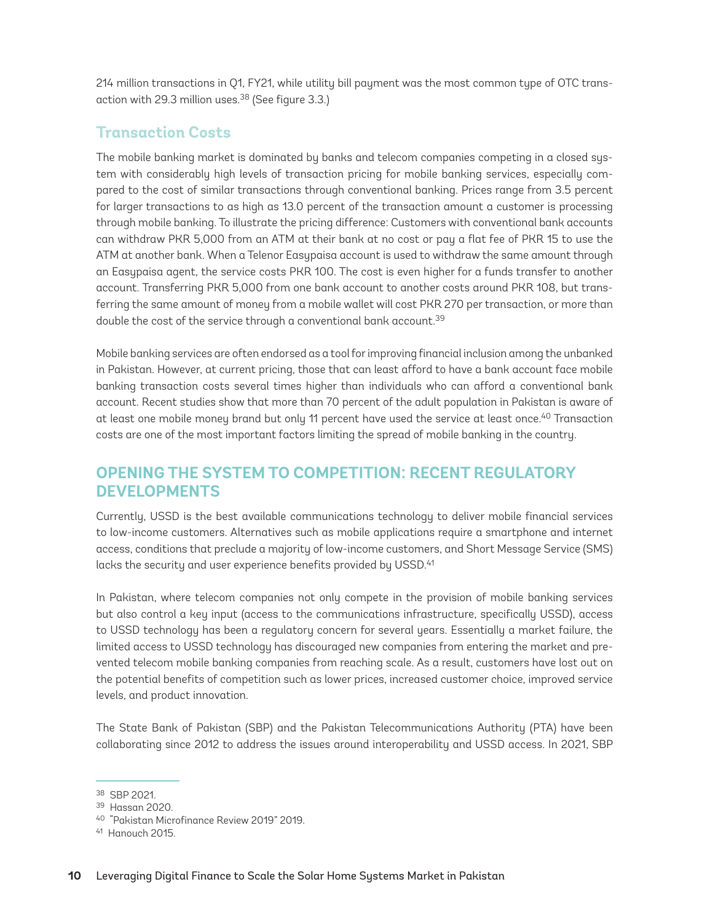214 million transactions in Q1, FY21, while utility bill payment was the most common type of OTC transaction with 29.3 million uses.[38] (See figure 3.3.)

### Transaction Costs

The mobile banking market is dominated by banks and telecom companies competing in a closed system with considerably high levels of transaction pricing for mobile banking services, especially compared to the cost of similar transactions through conventional banking. Prices range from 3.5 percent for larger transactions to as high as 13.0 percent of the transaction amount a customer is processing through mobile banking. To illustrate the pricing difference: Customers with conventional bank accounts can withdraw PKR 5,000 from an ATM at their bank at no cost or pay a flat fee of PKR 15 to use the ATM at another bank. When a Telenor Easypaisa account is used to withdraw the same amount through an Easypaisa agent, the service costs PKR 100. The cost is even higher for a funds transfer to another account. Transferring PKR 5,000 from one bank account to another costs around PKR 108, but transferring the same amount of money from a mobile wallet will cost PKR 270 per transaction, or more than double the cost of the service through a conventional bank account.[39]

Mobile banking services are often endorsed as a tool for improving financial inclusion among the unbanked in Pakistan. However, at current pricing, those that can least afford to have a bank account face mobile banking transaction costs several times higher than individuals who can afford a conventional bank account. Recent studies show that more than 70 percent of the adult population in Pakistan is aware of at least one mobile money brand but only 11 percent have used the service at least once.[40] Transaction costs are one of the most important factors limiting the spread of mobile banking in the country.

## OPENING THE SYSTEM TO COMPETITION: RECENT REGULATORY DEVELOPMENTS

Currently, USSD is the best available communications technology to deliver mobile financial services to low-income customers. Alternatives such as mobile applications require a smartphone and internet access, conditions that preclude a majority of low-income customers, and Short Message Service (SMS) lacks the security and user experience benefits provided by USSD.[41]

In Pakistan, where telecom companies not only compete in the provision of mobile banking services but also control a key input (access to the communications infrastructure, specifically USSD), access to USSD technology has been a regulatory concern for several years. Essentially a market failure, the limited access to USSD technology has discouraged new companies from entering the market and prevented telecom mobile banking companies from reaching scale. As a result, customers have lost out on the potential benefits of competition such as lower prices, increased customer choice, improved service levels, and product innovation.

The State Bank of Pakistan (SBP) and the Pakistan Telecommunications Authority (PTA) have been collaborating since 2012 to address the issues around interoperability and USSD access. In 2021, SBP

---

[38] SBP 2021.

[39] Hassan 2020.

[40] "Pakistan Microfinance Review 2019" 2019.

[41] Hanouch 2015.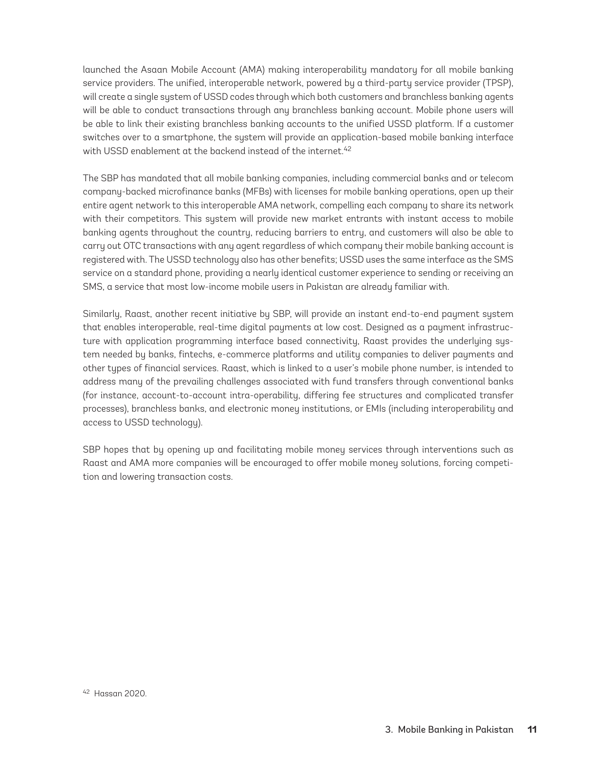launched the Asaan Mobile Account (AMA) making interoperability mandatory for all mobile banking service providers. The unified, interoperable network, powered by a third-party service provider (TPSP), will create a single system of USSD codes through which both customers and branchless banking agents will be able to conduct transactions through any branchless banking account. Mobile phone users will be able to link their existing branchless banking accounts to the unified USSD platform. If a customer switches over to a smartphone, the system will provide an application-based mobile banking interface with USSD enablement at the backend instead of the internet.[42]

The SBP has mandated that all mobile banking companies, including commercial banks and or telecom company-backed microfinance banks (MFBs) with licenses for mobile banking operations, open up their entire agent network to this interoperable AMA network, compelling each company to share its network with their competitors. This system will provide new market entrants with instant access to mobile banking agents throughout the country, reducing barriers to entry, and customers will also be able to carry out OTC transactions with any agent regardless of which company their mobile banking account is registered with. The USSD technology also has other benefits; USSD uses the same interface as the SMS service on a standard phone, providing a nearly identical customer experience to sending or receiving an SMS, a service that most low-income mobile users in Pakistan are already familiar with.

Similarly, Raast, another recent initiative by SBP, will provide an instant end-to-end payment system that enables interoperable, real-time digital payments at low cost. Designed as a payment infrastructure with application programming interface based connectivity, Raast provides the underlying system needed by banks, fintechs, e-commerce platforms and utility companies to deliver payments and other types of financial services. Raast, which is linked to a user's mobile phone number, is intended to address many of the prevailing challenges associated with fund transfers through conventional banks (for instance, account-to-account intra-operability, differing fee structures and complicated transfer processes), branchless banks, and electronic money institutions, or EMIs (including interoperability and access to USSD technology).

SBP hopes that by opening up and facilitating mobile money services through interventions such as Raast and AMA more companies will be encouraged to offer mobile money solutions, forcing competition and lowering transaction costs.

[42] Hassan 2020.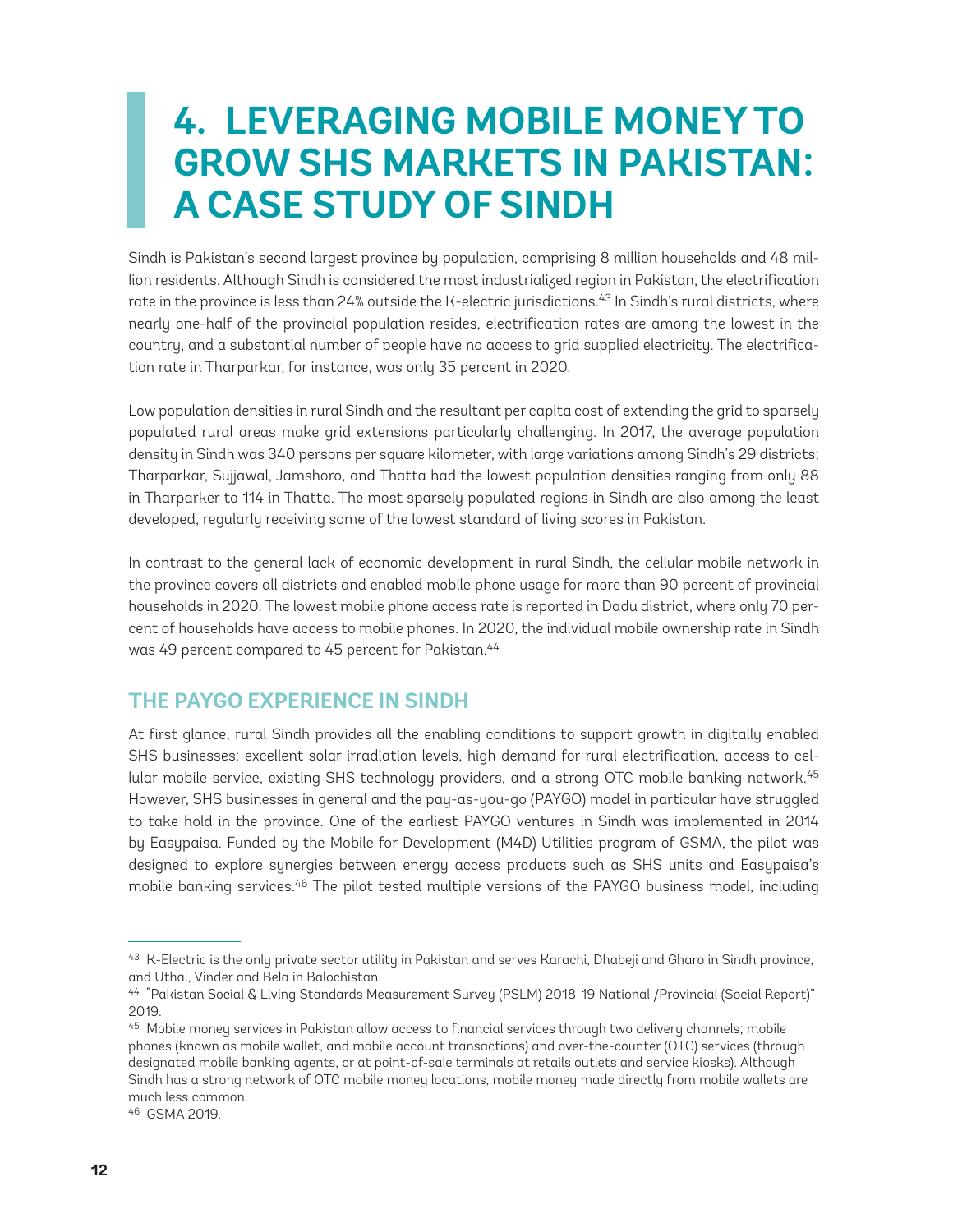# 4. LEVERAGING MOBILE MONEY TO GROW SHS MARKETS IN PAKISTAN: A CASE STUDY OF SINDH

Sindh is Pakistan's second largest province by population, comprising 8 million households and 48 million residents. Although Sindh is considered the most industrialized region in Pakistan, the electrification rate in the province is less than 24% outside the K-electric jurisdictions.[43] In Sindh's rural districts, where nearly one-half of the provincial population resides, electrification rates are among the lowest in the country, and a substantial number of people have no access to grid supplied electricity. The electrification rate in Tharparkar, for instance, was only 35 percent in 2020.

Low population densities in rural Sindh and the resultant per capita cost of extending the grid to sparsely populated rural areas make grid extensions particularly challenging. In 2017, the average population density in Sindh was 340 persons per square kilometer, with large variations among Sindh's 29 districts; Tharparkar, Sujjawal, Jamshoro, and Thatta had the lowest population densities ranging from only 88 in Tharparker to 114 in Thatta. The most sparsely populated regions in Sindh are also among the least developed, regularly receiving some of the lowest standard of living scores in Pakistan.

In contrast to the general lack of economic development in rural Sindh, the cellular mobile network in the province covers all districts and enabled mobile phone usage for more than 90 percent of provincial households in 2020. The lowest mobile phone access rate is reported in Dadu district, where only 70 percent of households have access to mobile phones. In 2020, the individual mobile ownership rate in Sindh was 49 percent compared to 45 percent for Pakistan.[44]

## THE PAYGO EXPERIENCE IN SINDH

At first glance, rural Sindh provides all the enabling conditions to support growth in digitally enabled SHS businesses: excellent solar irradiation levels, high demand for rural electrification, access to cellular mobile service, existing SHS technology providers, and a strong OTC mobile banking network.[45] However, SHS businesses in general and the pay-as-you-go (PAYGO) model in particular have struggled to take hold in the province. One of the earliest PAYGO ventures in Sindh was implemented in 2014 by Easypaisa. Funded by the Mobile for Development (M4D) Utilities program of GSMA, the pilot was designed to explore synergies between energy access products such as SHS units and Easypaisa's mobile banking services.[46] The pilot tested multiple versions of the PAYGO business model, including

---

[43] K-Electric is the only private sector utility in Pakistan and serves Karachi, Dhabeji and Gharo in Sindh province, and Uthal, Vinder and Bela in Balochistan.

[44] "Pakistan Social & Living Standards Measurement Survey (PSLM) 2018-19 National /Provincial (Social Report)" 2019.

[45] Mobile money services in Pakistan allow access to financial services through two delivery channels; mobile phones (known as mobile wallet, and mobile account transactions) and over-the-counter (OTC) services (through designated mobile banking agents, or at point-of-sale terminals at retails outlets and service kiosks). Although Sindh has a strong network of OTC mobile money locations, mobile money made directly from mobile wallets are much less common.

[46] GSMA 2019.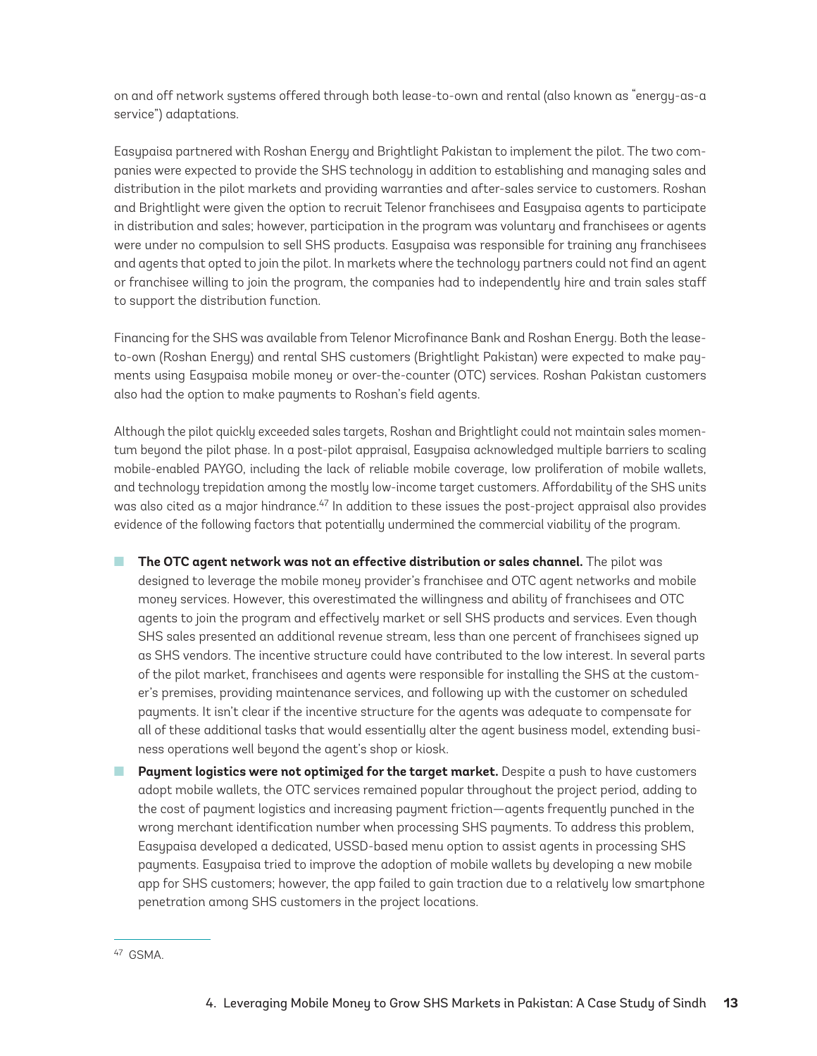on and off network systems offered through both lease-to-own and rental (also known as "energy-as-a service") adaptations.

Easypaisa partnered with Roshan Energy and Brightlight Pakistan to implement the pilot. The two companies were expected to provide the SHS technology in addition to establishing and managing sales and distribution in the pilot markets and providing warranties and after-sales service to customers. Roshan and Brightlight were given the option to recruit Telenor franchisees and Easypaisa agents to participate in distribution and sales; however, participation in the program was voluntary and franchisees or agents were under no compulsion to sell SHS products. Easypaisa was responsible for training any franchisees and agents that opted to join the pilot. In markets where the technology partners could not find an agent or franchisee willing to join the program, the companies had to independently hire and train sales staff to support the distribution function.

Financing for the SHS was available from Telenor Microfinance Bank and Roshan Energy. Both the lease-to-own (Roshan Energy) and rental SHS customers (Brightlight Pakistan) were expected to make payments using Easypaisa mobile money or over-the-counter (OTC) services. Roshan Pakistan customers also had the option to make payments to Roshan's field agents.

Although the pilot quickly exceeded sales targets, Roshan and Brightlight could not maintain sales momentum beyond the pilot phase. In a post-pilot appraisal, Easypaisa acknowledged multiple barriers to scaling mobile-enabled PAYGO, including the lack of reliable mobile coverage, low proliferation of mobile wallets, and technology trepidation among the mostly low-income target customers. Affordability of the SHS units was also cited as a major hindrance.[47] In addition to these issues the post-project appraisal also provides evidence of the following factors that potentially undermined the commercial viability of the program.

- **The OTC agent network was not an effective distribution or sales channel.** The pilot was designed to leverage the mobile money provider's franchisee and OTC agent networks and mobile money services. However, this overestimated the willingness and ability of franchisees and OTC agents to join the program and effectively market or sell SHS products and services. Even though SHS sales presented an additional revenue stream, less than one percent of franchisees signed up as SHS vendors. The incentive structure could have contributed to the low interest. In several parts of the pilot market, franchisees and agents were responsible for installing the SHS at the customer's premises, providing maintenance services, and following up with the customer on scheduled payments. It isn't clear if the incentive structure for the agents was adequate to compensate for all of these additional tasks that would essentially alter the agent business model, extending business operations well beyond the agent's shop or kiosk.
- **Payment logistics were not optimized for the target market.** Despite a push to have customers adopt mobile wallets, the OTC services remained popular throughout the project period, adding to the cost of payment logistics and increasing payment friction—agents frequently punched in the wrong merchant identification number when processing SHS payments. To address this problem, Easypaisa developed a dedicated, USSD-based menu option to assist agents in processing SHS payments. Easypaisa tried to improve the adoption of mobile wallets by developing a new mobile app for SHS customers; however, the app failed to gain traction due to a relatively low smartphone penetration among SHS customers in the project locations.

[47] GSMA.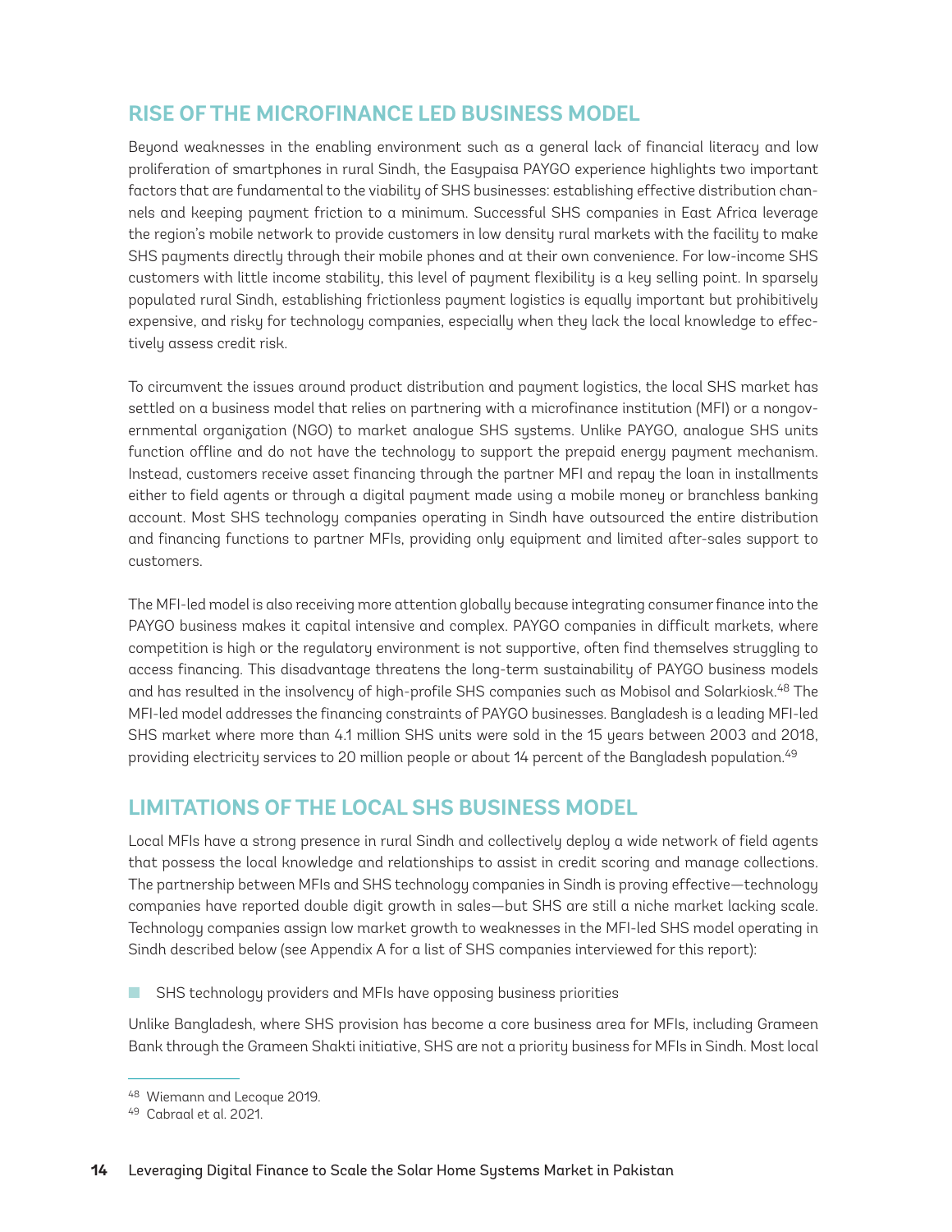## RISE OF THE MICROFINANCE LED BUSINESS MODEL

Beyond weaknesses in the enabling environment such as a general lack of financial literacy and low proliferation of smartphones in rural Sindh, the Easypaisa PAYGO experience highlights two important factors that are fundamental to the viability of SHS businesses: establishing effective distribution channels and keeping payment friction to a minimum. Successful SHS companies in East Africa leverage the region's mobile network to provide customers in low density rural markets with the facility to make SHS payments directly through their mobile phones and at their own convenience. For low-income SHS customers with little income stability, this level of payment flexibility is a key selling point. In sparsely populated rural Sindh, establishing frictionless payment logistics is equally important but prohibitively expensive, and risky for technology companies, especially when they lack the local knowledge to effectively assess credit risk.

To circumvent the issues around product distribution and payment logistics, the local SHS market has settled on a business model that relies on partnering with a microfinance institution (MFI) or a nongovernmental organization (NGO) to market analogue SHS systems. Unlike PAYGO, analogue SHS units function offline and do not have the technology to support the prepaid energy payment mechanism. Instead, customers receive asset financing through the partner MFI and repay the loan in installments either to field agents or through a digital payment made using a mobile money or branchless banking account. Most SHS technology companies operating in Sindh have outsourced the entire distribution and financing functions to partner MFIs, providing only equipment and limited after-sales support to customers.

The MFI-led model is also receiving more attention globally because integrating consumer finance into the PAYGO business makes it capital intensive and complex. PAYGO companies in difficult markets, where competition is high or the regulatory environment is not supportive, often find themselves struggling to access financing. This disadvantage threatens the long-term sustainability of PAYGO business models and has resulted in the insolvency of high-profile SHS companies such as Mobisol and Solarkiosk.[48] The MFI-led model addresses the financing constraints of PAYGO businesses. Bangladesh is a leading MFI-led SHS market where more than 4.1 million SHS units were sold in the 15 years between 2003 and 2018, providing electricity services to 20 million people or about 14 percent of the Bangladesh population.[49]

## LIMITATIONS OF THE LOCAL SHS BUSINESS MODEL

Local MFIs have a strong presence in rural Sindh and collectively deploy a wide network of field agents that possess the local knowledge and relationships to assist in credit scoring and manage collections. The partnership between MFIs and SHS technology companies in Sindh is proving effective—technology companies have reported double digit growth in sales—but SHS are still a niche market lacking scale. Technology companies assign low market growth to weaknesses in the MFI-led SHS model operating in Sindh described below (see Appendix A for a list of SHS companies interviewed for this report):

- SHS technology providers and MFIs have opposing business priorities

Unlike Bangladesh, where SHS provision has become a core business area for MFIs, including Grameen Bank through the Grameen Shakti initiative, SHS are not a priority business for MFIs in Sindh. Most local

---

[48] Wiemann and Lecoque 2019.

[49] Cabraal et al. 2021.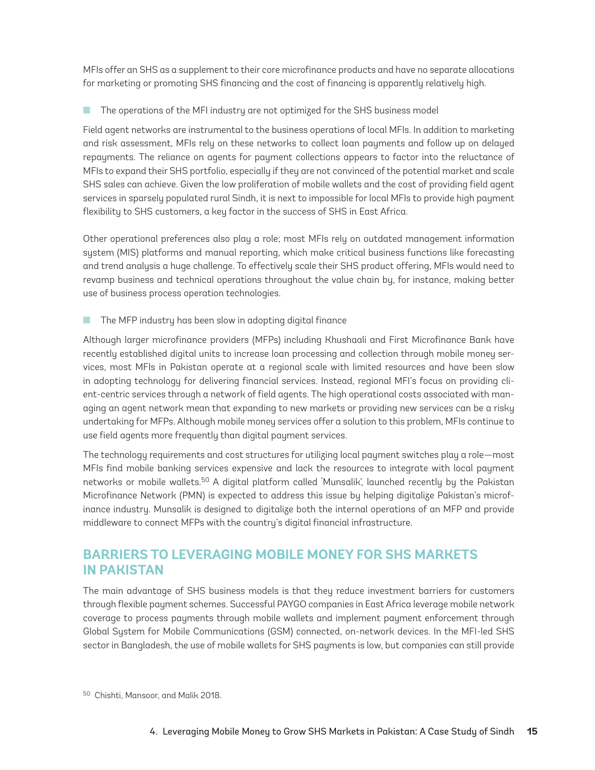MFIs offer an SHS as a supplement to their core microfinance products and have no separate allocations for marketing or promoting SHS financing and the cost of financing is apparently relatively high.

- The operations of the MFI industry are not optimized for the SHS business model

Field agent networks are instrumental to the business operations of local MFIs. In addition to marketing and risk assessment, MFIs rely on these networks to collect loan payments and follow up on delayed repayments. The reliance on agents for payment collections appears to factor into the reluctance of MFIs to expand their SHS portfolio, especially if they are not convinced of the potential market and scale SHS sales can achieve. Given the low proliferation of mobile wallets and the cost of providing field agent services in sparsely populated rural Sindh, it is next to impossible for local MFIs to provide high payment flexibility to SHS customers, a key factor in the success of SHS in East Africa.

Other operational preferences also play a role; most MFIs rely on outdated management information system (MIS) platforms and manual reporting, which make critical business functions like forecasting and trend analysis a huge challenge. To effectively scale their SHS product offering, MFIs would need to revamp business and technical operations throughout the value chain by, for instance, making better use of business process operation technologies.

- The MFP industry has been slow in adopting digital finance

Although larger microfinance providers (MFPs) including Khushaali and First Microfinance Bank have recently established digital units to increase loan processing and collection through mobile money services, most MFIs in Pakistan operate at a regional scale with limited resources and have been slow in adopting technology for delivering financial services. Instead, regional MFI's focus on providing client-centric services through a network of field agents. The high operational costs associated with managing an agent network mean that expanding to new markets or providing new services can be a risky undertaking for MFPs. Although mobile money services offer a solution to this problem, MFIs continue to use field agents more frequently than digital payment services.

The technology requirements and cost structures for utilizing local payment switches play a role—most MFIs find mobile banking services expensive and lack the resources to integrate with local payment networks or mobile wallets.[50] A digital platform called 'Munsalik', launched recently by the Pakistan Microfinance Network (PMN) is expected to address this issue by helping digitalize Pakistan's microfinance industry. Munsalik is designed to digitalize both the internal operations of an MFP and provide middleware to connect MFPs with the country's digital financial infrastructure.

## BARRIERS TO LEVERAGING MOBILE MONEY FOR SHS MARKETS IN PAKISTAN

The main advantage of SHS business models is that they reduce investment barriers for customers through flexible payment schemes. Successful PAYGO companies in East Africa leverage mobile network coverage to process payments through mobile wallets and implement payment enforcement through Global System for Mobile Communications (GSM) connected, on-network devices. In the MFI-led SHS sector in Bangladesh, the use of mobile wallets for SHS payments is low, but companies can still provide

[50] Chishti, Mansoor, and Malik 2018.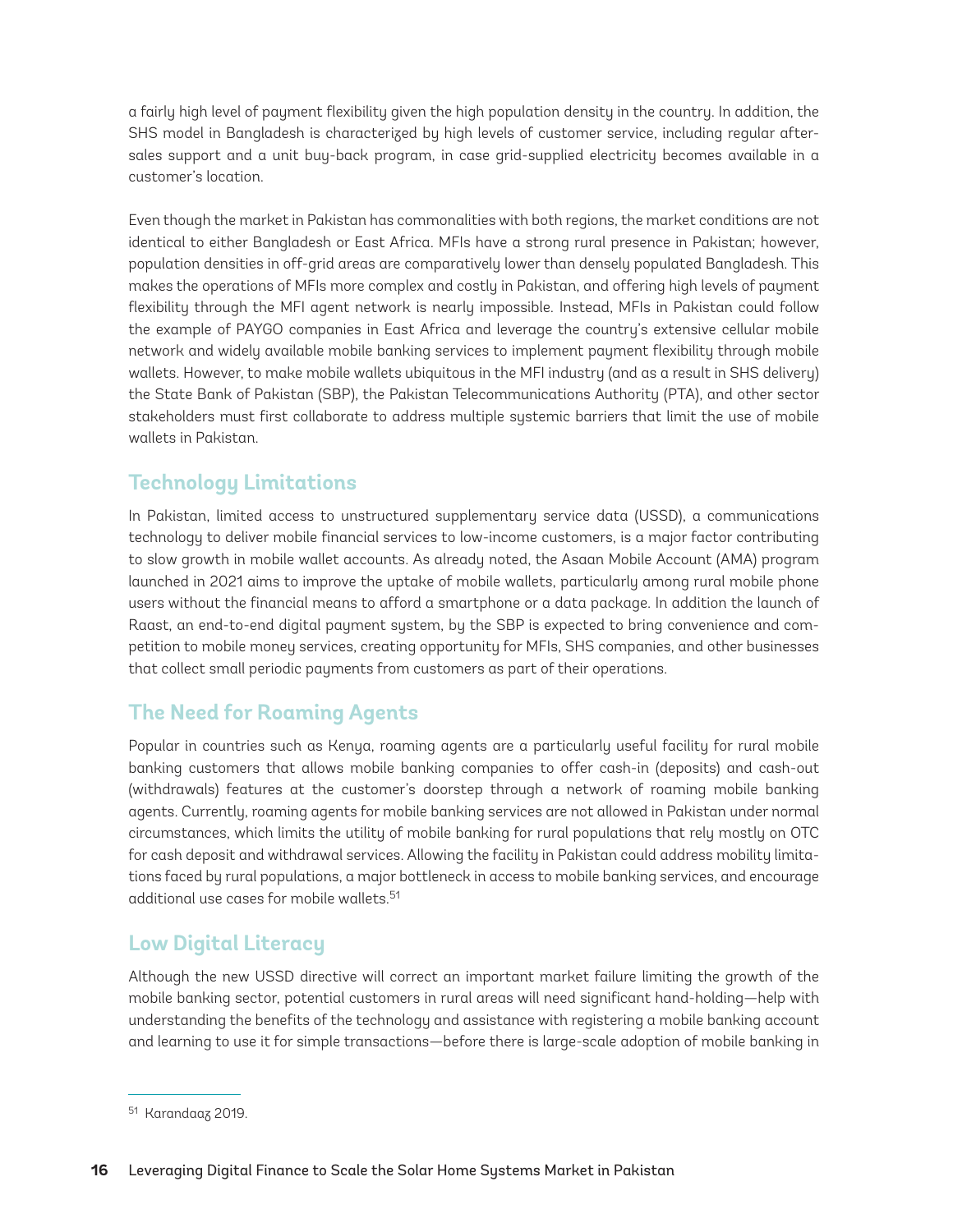a fairly high level of payment flexibility given the high population density in the country. In addition, the SHS model in Bangladesh is characterized by high levels of customer service, including regular after-sales support and a unit buy-back program, in case grid-supplied electricity becomes available in a customer's location.

Even though the market in Pakistan has commonalities with both regions, the market conditions are not identical to either Bangladesh or East Africa. MFIs have a strong rural presence in Pakistan; however, population densities in off-grid areas are comparatively lower than densely populated Bangladesh. This makes the operations of MFIs more complex and costly in Pakistan, and offering high levels of payment flexibility through the MFI agent network is nearly impossible. Instead, MFIs in Pakistan could follow the example of PAYGO companies in East Africa and leverage the country's extensive cellular mobile network and widely available mobile banking services to implement payment flexibility through mobile wallets. However, to make mobile wallets ubiquitous in the MFI industry (and as a result in SHS delivery) the State Bank of Pakistan (SBP), the Pakistan Telecommunications Authority (PTA), and other sector stakeholders must first collaborate to address multiple systemic barriers that limit the use of mobile wallets in Pakistan.

## Technology Limitations

In Pakistan, limited access to unstructured supplementary service data (USSD), a communications technology to deliver mobile financial services to low-income customers, is a major factor contributing to slow growth in mobile wallet accounts. As already noted, the Asaan Mobile Account (AMA) program launched in 2021 aims to improve the uptake of mobile wallets, particularly among rural mobile phone users without the financial means to afford a smartphone or a data package. In addition the launch of Raast, an end-to-end digital payment system, by the SBP is expected to bring convenience and competition to mobile money services, creating opportunity for MFIs, SHS companies, and other businesses that collect small periodic payments from customers as part of their operations.

## The Need for Roaming Agents

Popular in countries such as Kenya, roaming agents are a particularly useful facility for rural mobile banking customers that allows mobile banking companies to offer cash-in (deposits) and cash-out (withdrawals) features at the customer's doorstep through a network of roaming mobile banking agents. Currently, roaming agents for mobile banking services are not allowed in Pakistan under normal circumstances, which limits the utility of mobile banking for rural populations that rely mostly on OTC for cash deposit and withdrawal services. Allowing the facility in Pakistan could address mobility limitations faced by rural populations, a major bottleneck in access to mobile banking services, and encourage additional use cases for mobile wallets.[51]

## Low Digital Literacy

Although the new USSD directive will correct an important market failure limiting the growth of the mobile banking sector, potential customers in rural areas will need significant hand-holding—help with understanding the benefits of the technology and assistance with registering a mobile banking account and learning to use it for simple transactions—before there is large-scale adoption of mobile banking in

[51] Karandaaz 2019.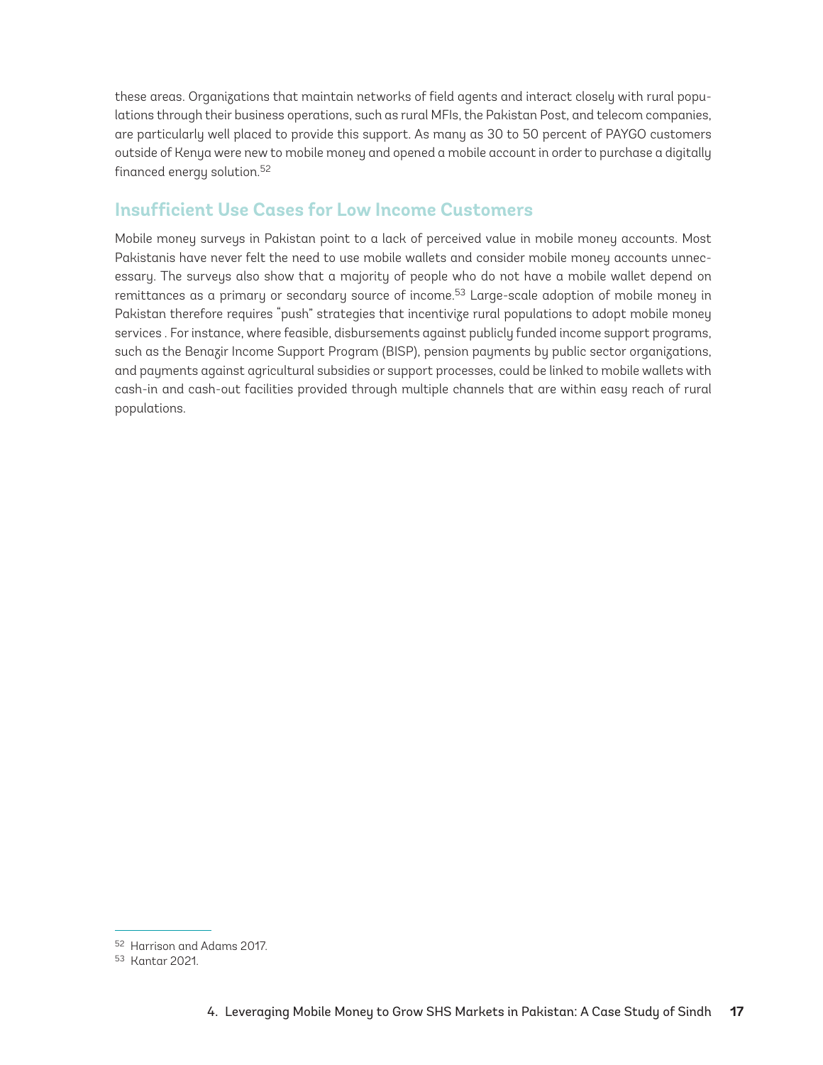these areas. Organizations that maintain networks of field agents and interact closely with rural populations through their business operations, such as rural MFIs, the Pakistan Post, and telecom companies, are particularly well placed to provide this support. As many as 30 to 50 percent of PAYGO customers outside of Kenya were new to mobile money and opened a mobile account in order to purchase a digitally financed energy solution.[52]

## Insufficient Use Cases for Low Income Customers

Mobile money surveys in Pakistan point to a lack of perceived value in mobile money accounts. Most Pakistanis have never felt the need to use mobile wallets and consider mobile money accounts unnecessary. The surveys also show that a majority of people who do not have a mobile wallet depend on remittances as a primary or secondary source of income.[53] Large-scale adoption of mobile money in Pakistan therefore requires "push" strategies that incentivize rural populations to adopt mobile money services . For instance, where feasible, disbursements against publicly funded income support programs, such as the Benazir Income Support Program (BISP), pension payments by public sector organizations, and payments against agricultural subsidies or support processes, could be linked to mobile wallets with cash-in and cash-out facilities provided through multiple channels that are within easy reach of rural populations.

---

[52] Harrison and Adams 2017.

[53] Kantar 2021.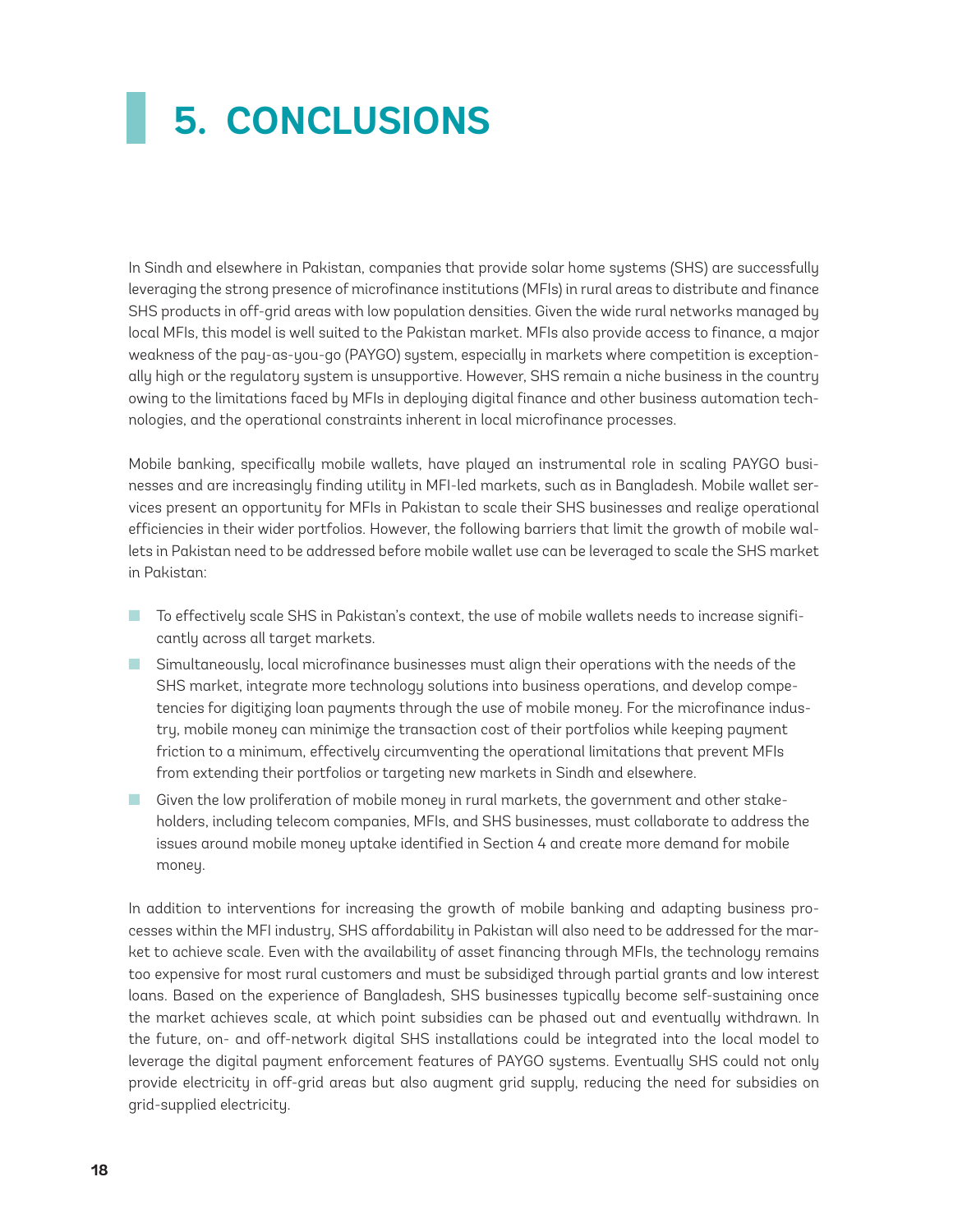# 5. CONCLUSIONS

In Sindh and elsewhere in Pakistan, companies that provide solar home systems (SHS) are successfully leveraging the strong presence of microfinance institutions (MFIs) in rural areas to distribute and finance SHS products in off-grid areas with low population densities. Given the wide rural networks managed by local MFIs, this model is well suited to the Pakistan market. MFIs also provide access to finance, a major weakness of the pay-as-you-go (PAYGO) system, especially in markets where competition is exceptionally high or the regulatory system is unsupportive. However, SHS remain a niche business in the country owing to the limitations faced by MFIs in deploying digital finance and other business automation technologies, and the operational constraints inherent in local microfinance processes.

Mobile banking, specifically mobile wallets, have played an instrumental role in scaling PAYGO businesses and are increasingly finding utility in MFI-led markets, such as in Bangladesh. Mobile wallet services present an opportunity for MFIs in Pakistan to scale their SHS businesses and realize operational efficiencies in their wider portfolios. However, the following barriers that limit the growth of mobile wallets in Pakistan need to be addressed before mobile wallet use can be leveraged to scale the SHS market in Pakistan:

- To effectively scale SHS in Pakistan's context, the use of mobile wallets needs to increase significantly across all target markets.
- Simultaneously, local microfinance businesses must align their operations with the needs of the SHS market, integrate more technology solutions into business operations, and develop competencies for digitizing loan payments through the use of mobile money. For the microfinance industry, mobile money can minimize the transaction cost of their portfolios while keeping payment friction to a minimum, effectively circumventing the operational limitations that prevent MFIs from extending their portfolios or targeting new markets in Sindh and elsewhere.
- Given the low proliferation of mobile money in rural markets, the government and other stakeholders, including telecom companies, MFIs, and SHS businesses, must collaborate to address the issues around mobile money uptake identified in Section 4 and create more demand for mobile money.

In addition to interventions for increasing the growth of mobile banking and adapting business processes within the MFI industry, SHS affordability in Pakistan will also need to be addressed for the market to achieve scale. Even with the availability of asset financing through MFIs, the technology remains too expensive for most rural customers and must be subsidized through partial grants and low interest loans. Based on the experience of Bangladesh, SHS businesses typically become self-sustaining once the market achieves scale, at which point subsidies can be phased out and eventually withdrawn. In the future, on- and off-network digital SHS installations could be integrated into the local model to leverage the digital payment enforcement features of PAYGO systems. Eventually SHS could not only provide electricity in off-grid areas but also augment grid supply, reducing the need for subsidies on grid-supplied electricity.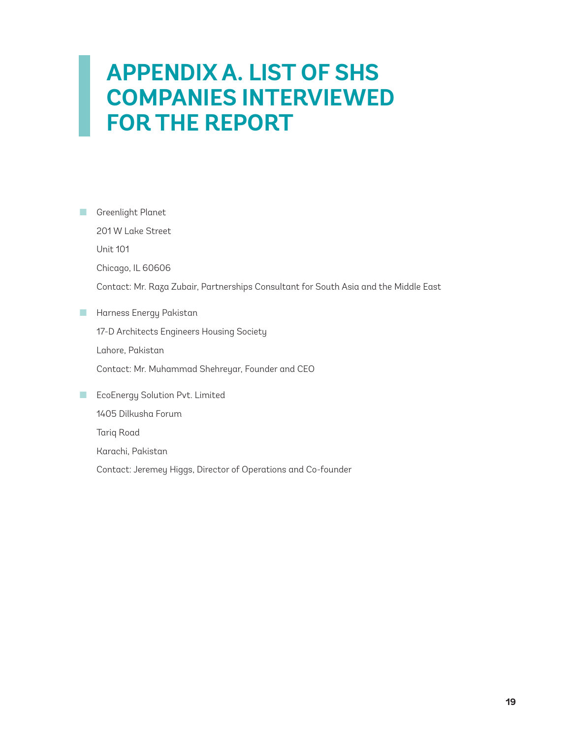# APPENDIX A. LIST OF SHS COMPANIES INTERVIEWED FOR THE REPORT

- Greenlight Planet

  201 W Lake Street

  Unit 101

  Chicago, IL 60606

  Contact: Mr. Raza Zubair, Partnerships Consultant for South Asia and the Middle East

- Harness Energy Pakistan

  17-D Architects Engineers Housing Society

  Lahore, Pakistan

  Contact: Mr. Muhammad Shehreyar, Founder and CEO

- EcoEnergy Solution Pvt. Limited

  1405 Dilkusha Forum

  Tariq Road

  Karachi, Pakistan

  Contact: Jeremey Higgs, Director of Operations and Co-founder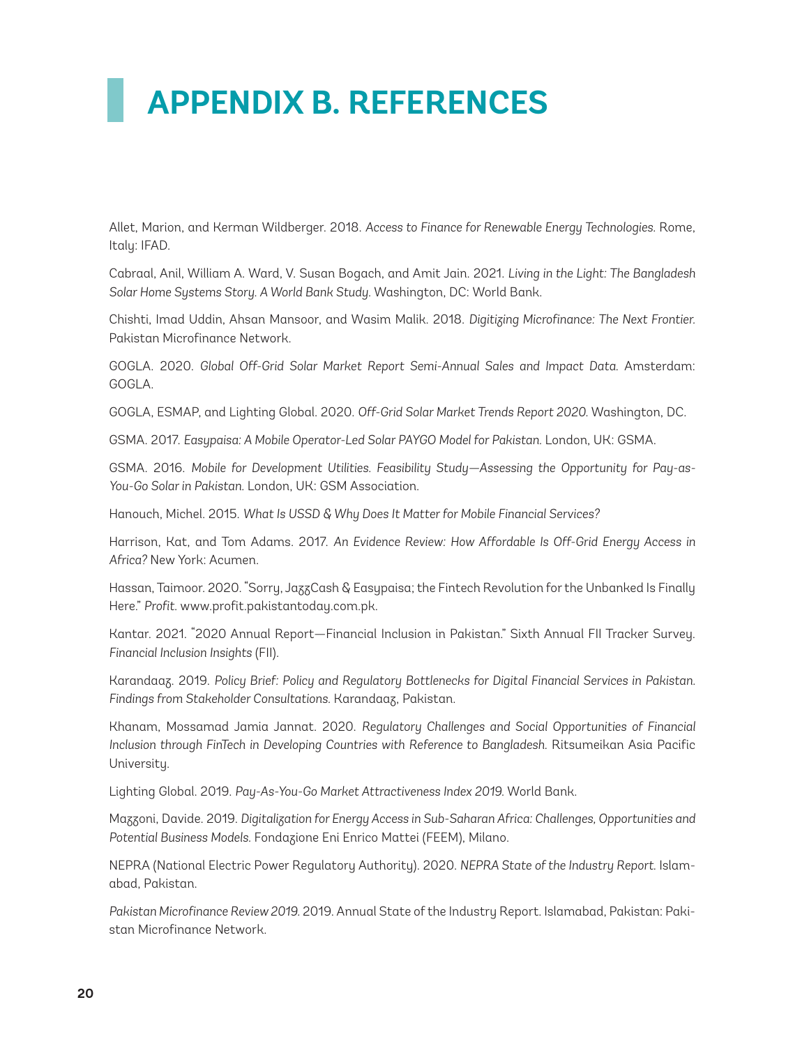# APPENDIX B. REFERENCES

Allet, Marion, and Kerman Wildberger. 2018. *Access to Finance for Renewable Energy Technologies*. Rome, Italy: IFAD.

Cabraal, Anil, William A. Ward, V. Susan Bogach, and Amit Jain. 2021. *Living in the Light: The Bangladesh Solar Home Systems Story. A World Bank Study*. Washington, DC: World Bank.

Chishti, Imad Uddin, Ahsan Mansoor, and Wasim Malik. 2018. *Digitizing Microfinance: The Next Frontier*. Pakistan Microfinance Network.

GOGLA. 2020. *Global Off-Grid Solar Market Report Semi-Annual Sales and Impact Data*. Amsterdam: GOGLA.

GOGLA, ESMAP, and Lighting Global. 2020. *Off-Grid Solar Market Trends Report 2020*. Washington, DC.

GSMA. 2017. *Easypaisa: A Mobile Operator-Led Solar PAYGO Model for Pakistan*. London, UK: GSMA.

GSMA. 2016. *Mobile for Development Utilities. Feasibility Study—Assessing the Opportunity for Pay-as-You-Go Solar in Pakistan*. London, UK: GSM Association.

Hanouch, Michel. 2015. *What Is USSD & Why Does It Matter for Mobile Financial Services?*

Harrison, Kat, and Tom Adams. 2017. *An Evidence Review: How Affordable Is Off-Grid Energy Access in Africa?* New York: Acumen.

Hassan, Taimoor. 2020. "Sorry, JazzCash & Easypaisa; the Fintech Revolution for the Unbanked Is Finally Here." *Profit*. www.profit.pakistantoday.com.pk.

Kantar. 2021. "2020 Annual Report—Financial Inclusion in Pakistan." Sixth Annual FII Tracker Survey. *Financial Inclusion Insights* (FII).

Karandaaz. 2019. *Policy Brief: Policy and Regulatory Bottlenecks for Digital Financial Services in Pakistan. Findings from Stakeholder Consultations*. Karandaaz, Pakistan.

Khanam, Mossamad Jamia Jannat. 2020. *Regulatory Challenges and Social Opportunities of Financial Inclusion through FinTech in Developing Countries with Reference to Bangladesh*. Ritsumeikan Asia Pacific University.

Lighting Global. 2019. *Pay-As-You-Go Market Attractiveness Index 2019*. World Bank.

Mazzoni, Davide. 2019. *Digitalization for Energy Access in Sub-Saharan Africa: Challenges, Opportunities and Potential Business Models*. Fondazione Eni Enrico Mattei (FEEM), Milano.

NEPRA (National Electric Power Regulatory Authority). 2020. *NEPRA State of the Industry Report*. Islamabad, Pakistan.

*Pakistan Microfinance Review 2019*. 2019. Annual State of the Industry Report. Islamabad, Pakistan: Pakistan Microfinance Network.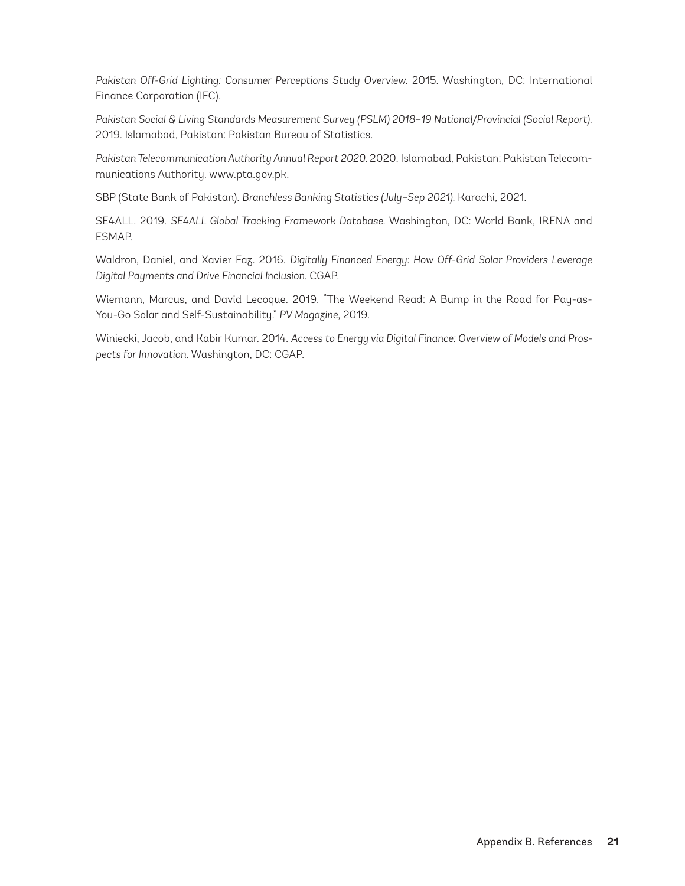*Pakistan Off-Grid Lighting: Consumer Perceptions Study Overview.* 2015. Washington, DC: International Finance Corporation (IFC).

*Pakistan Social & Living Standards Measurement Survey (PSLM) 2018–19 National/Provincial (Social Report).* 2019. Islamabad, Pakistan: Pakistan Bureau of Statistics.

*Pakistan Telecommunication Authority Annual Report 2020.* 2020. Islamabad, Pakistan: Pakistan Telecommunications Authority. www.pta.gov.pk.

SBP (State Bank of Pakistan). *Branchless Banking Statistics (July–Sep 2021).* Karachi, 2021.

SE4ALL. 2019. *SE4ALL Global Tracking Framework Database.* Washington, DC: World Bank, IRENA and ESMAP.

Waldron, Daniel, and Xavier Faz. 2016. *Digitally Financed Energy: How Off-Grid Solar Providers Leverage Digital Payments and Drive Financial Inclusion.* CGAP.

Wiemann, Marcus, and David Lecoque. 2019. "The Weekend Read: A Bump in the Road for Pay-as-You-Go Solar and Self-Sustainability." *PV Magazine*, 2019.

Winiecki, Jacob, and Kabir Kumar. 2014. *Access to Energy via Digital Finance: Overview of Models and Prospects for Innovation.* Washington, DC: CGAP.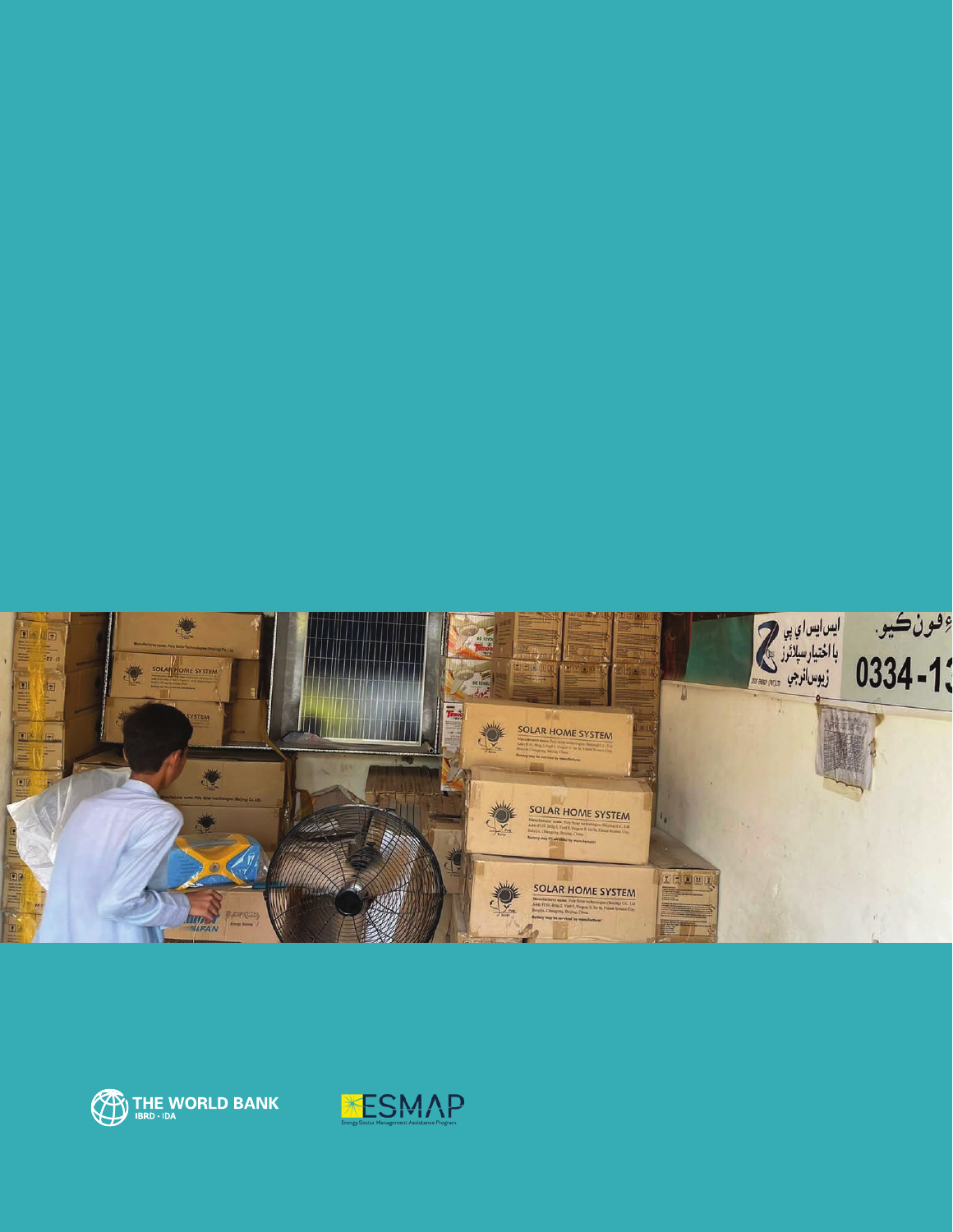THE WORLD BANK
IBRD • IDA

ESMAP
Energy Sector Management Assistance Program